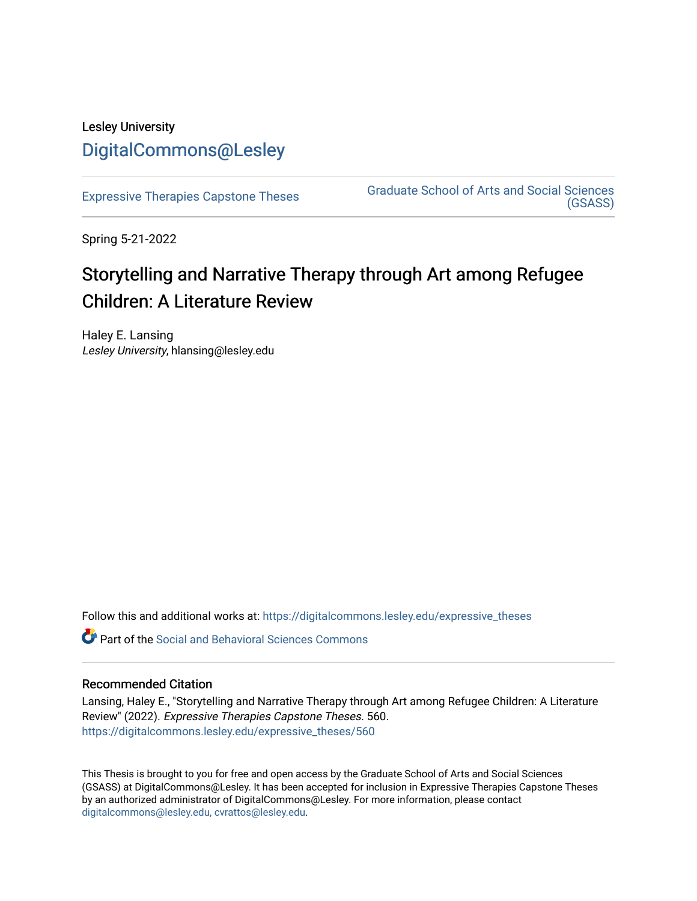Lesley University

DigitalCommons@Lesley

Expressive Therapies Capstone Theses

Graduate School of Arts and Social Sciences (GSASS)

Spring 5-21-2022

# Storytelling and Narrative Therapy through Art among Refugee Children: A Literature Review

Haley E. Lansing
*Lesley University*, hlansing@lesley.edu

Follow this and additional works at: https://digitalcommons.lesley.edu/expressive_theses

Part of the Social and Behavioral Sciences Commons

## Recommended Citation

Lansing, Haley E., "Storytelling and Narrative Therapy through Art among Refugee Children: A Literature Review" (2022). *Expressive Therapies Capstone Theses*. 560.
https://digitalcommons.lesley.edu/expressive_theses/560

This Thesis is brought to you for free and open access by the Graduate School of Arts and Social Sciences (GSASS) at DigitalCommons@Lesley. It has been accepted for inclusion in Expressive Therapies Capstone Theses by an authorized administrator of DigitalCommons@Lesley. For more information, please contact digitalcommons@lesley.edu, cvrattos@lesley.edu.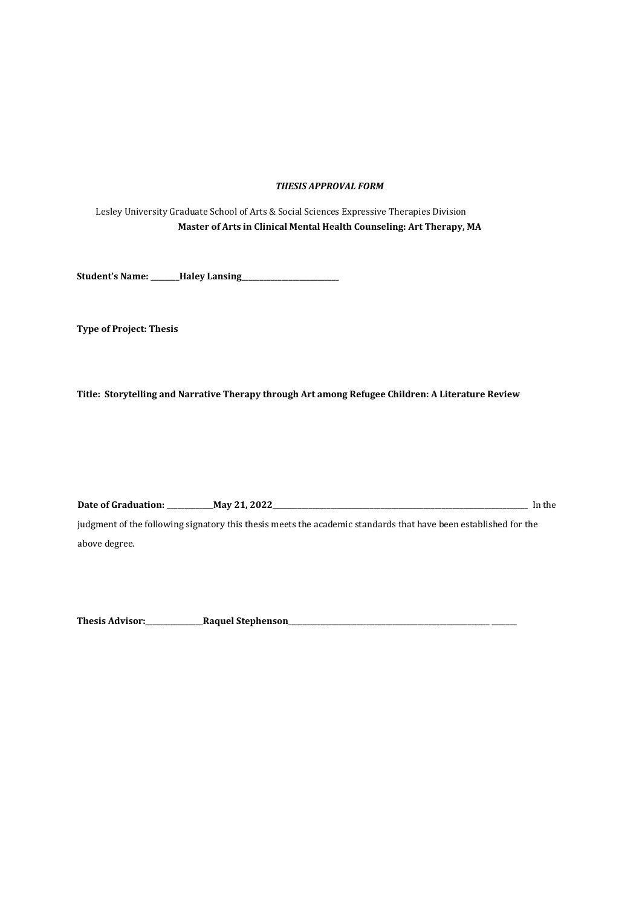***THESIS APPROVAL FORM***

Lesley University Graduate School of Arts & Social Sciences Expressive Therapies Division

**Master of Arts in Clinical Mental Health Counseling: Art Therapy, MA**

**Student's Name: ________Haley Lansing___________________________**

**Type of Project: Thesis**

**Title: Storytelling and Narrative Therapy through Art among Refugee Children: A Literature Review**

**Date of Graduation: _____________May 21, 2022___________________________________________________________________________** In the judgment of the following signatory this thesis meets the academic standards that have been established for the above degree.

**Thesis Advisor:________________Raquel Stephenson__________________________________________________________ _______**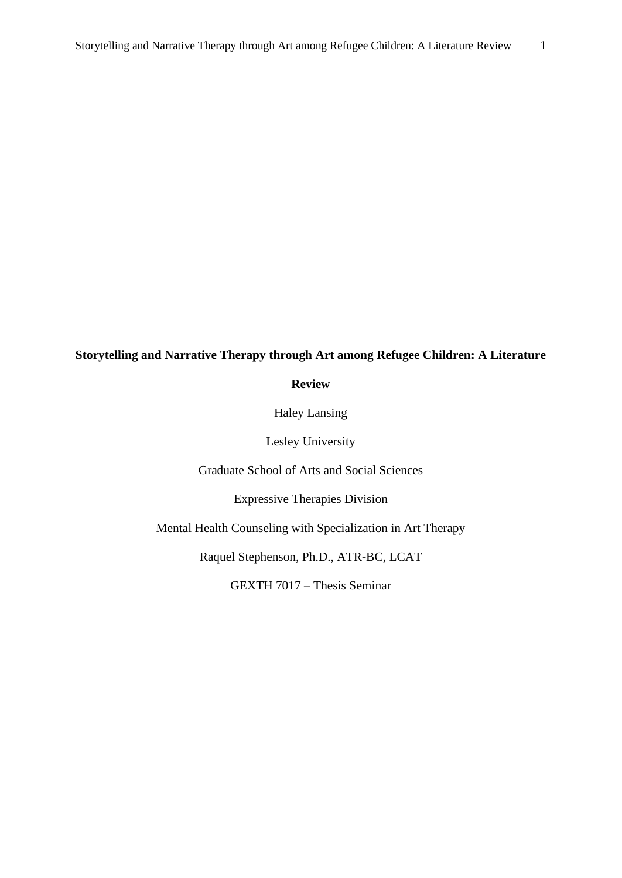**Storytelling and Narrative Therapy through Art among Refugee Children: A Literature Review**

Haley Lansing

Lesley University

Graduate School of Arts and Social Sciences

Expressive Therapies Division

Mental Health Counseling with Specialization in Art Therapy

Raquel Stephenson, Ph.D., ATR-BC, LCAT

GEXTH 7017 – Thesis Seminar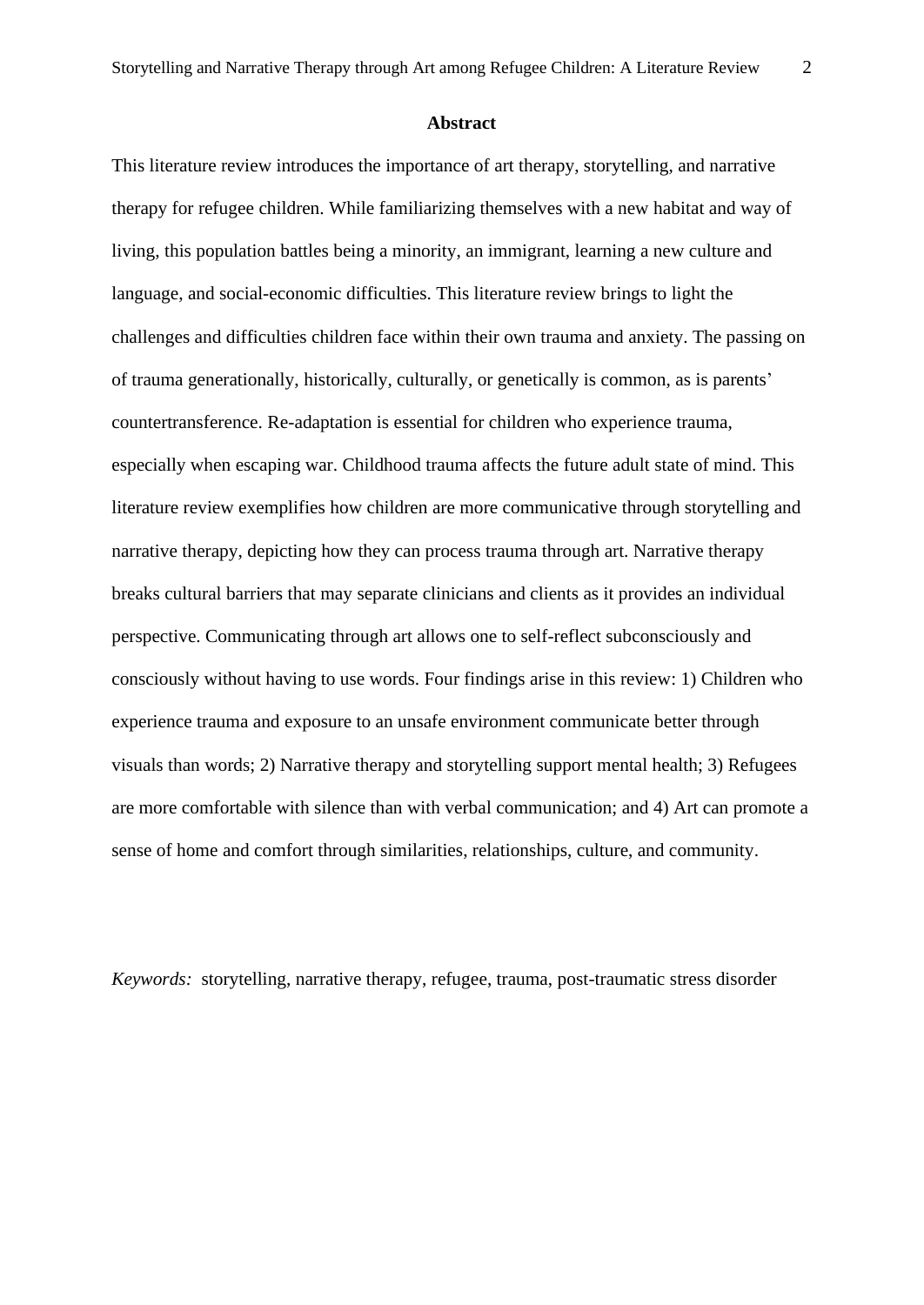## Abstract

This literature review introduces the importance of art therapy, storytelling, and narrative therapy for refugee children. While familiarizing themselves with a new habitat and way of living, this population battles being a minority, an immigrant, learning a new culture and language, and social-economic difficulties. This literature review brings to light the challenges and difficulties children face within their own trauma and anxiety. The passing on of trauma generationally, historically, culturally, or genetically is common, as is parents' countertransference. Re-adaptation is essential for children who experience trauma, especially when escaping war. Childhood trauma affects the future adult state of mind. This literature review exemplifies how children are more communicative through storytelling and narrative therapy, depicting how they can process trauma through art. Narrative therapy breaks cultural barriers that may separate clinicians and clients as it provides an individual perspective. Communicating through art allows one to self-reflect subconsciously and consciously without having to use words. Four findings arise in this review: 1) Children who experience trauma and exposure to an unsafe environment communicate better through visuals than words; 2) Narrative therapy and storytelling support mental health; 3) Refugees are more comfortable with silence than with verbal communication; and 4) Art can promote a sense of home and comfort through similarities, relationships, culture, and community.

*Keywords:* storytelling, narrative therapy, refugee, trauma, post-traumatic stress disorder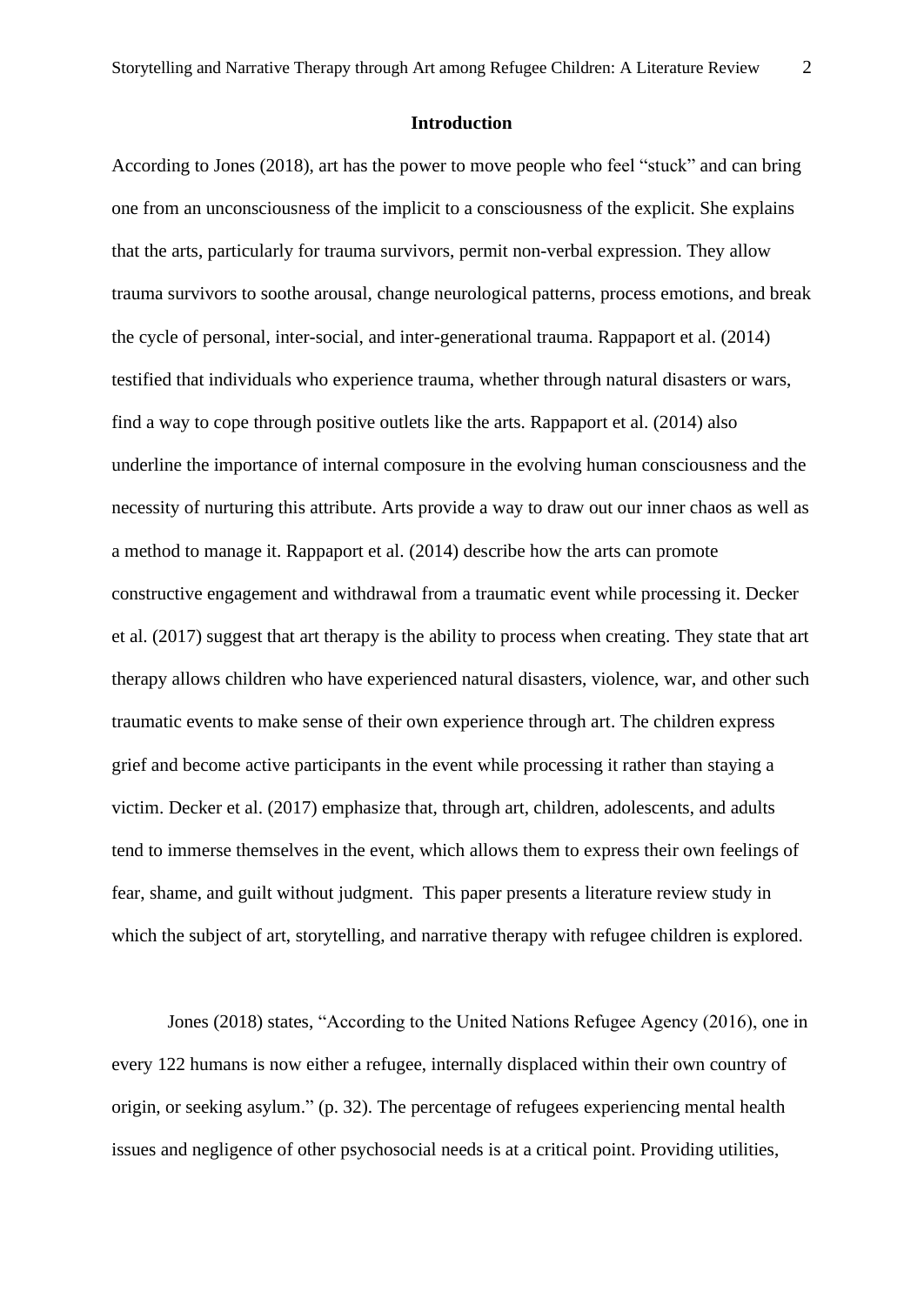## Introduction

According to Jones (2018), art has the power to move people who feel "stuck" and can bring one from an unconsciousness of the implicit to a consciousness of the explicit. She explains that the arts, particularly for trauma survivors, permit non-verbal expression. They allow trauma survivors to soothe arousal, change neurological patterns, process emotions, and break the cycle of personal, inter-social, and inter-generational trauma. Rappaport et al. (2014) testified that individuals who experience trauma, whether through natural disasters or wars, find a way to cope through positive outlets like the arts. Rappaport et al. (2014) also underline the importance of internal composure in the evolving human consciousness and the necessity of nurturing this attribute. Arts provide a way to draw out our inner chaos as well as a method to manage it. Rappaport et al. (2014) describe how the arts can promote constructive engagement and withdrawal from a traumatic event while processing it. Decker et al. (2017) suggest that art therapy is the ability to process when creating. They state that art therapy allows children who have experienced natural disasters, violence, war, and other such traumatic events to make sense of their own experience through art. The children express grief and become active participants in the event while processing it rather than staying a victim. Decker et al. (2017) emphasize that, through art, children, adolescents, and adults tend to immerse themselves in the event, which allows them to express their own feelings of fear, shame, and guilt without judgment. This paper presents a literature review study in which the subject of art, storytelling, and narrative therapy with refugee children is explored.

Jones (2018) states, "According to the United Nations Refugee Agency (2016), one in every 122 humans is now either a refugee, internally displaced within their own country of origin, or seeking asylum." (p. 32). The percentage of refugees experiencing mental health issues and negligence of other psychosocial needs is at a critical point. Providing utilities,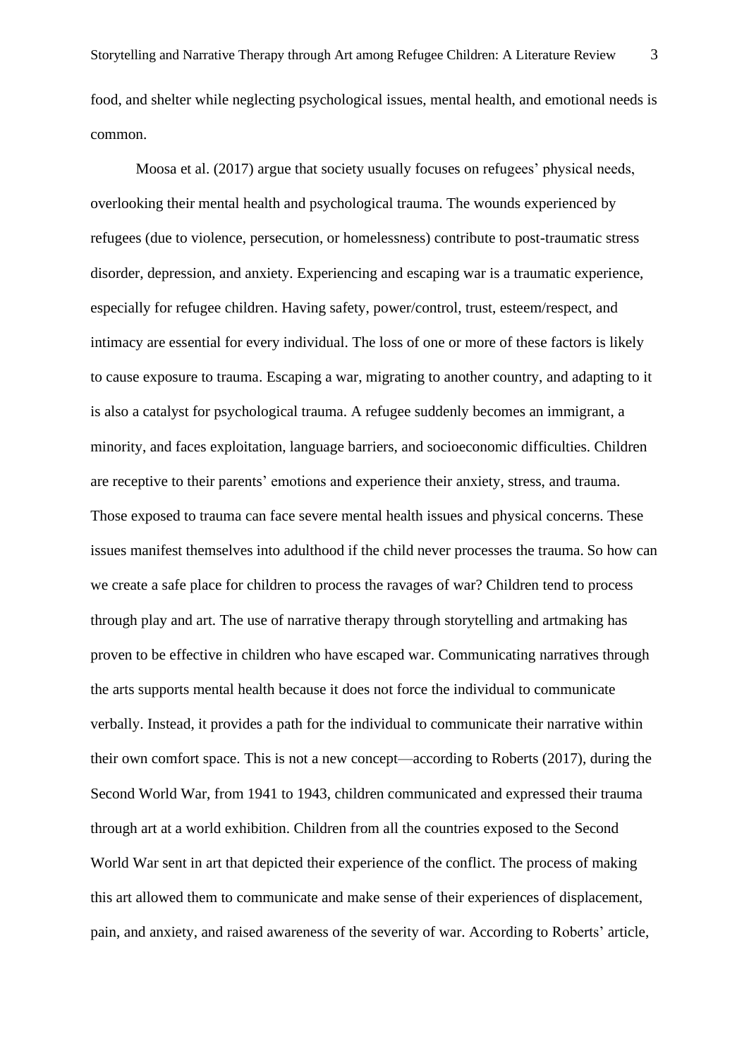food, and shelter while neglecting psychological issues, mental health, and emotional needs is common.

Moosa et al. (2017) argue that society usually focuses on refugees' physical needs, overlooking their mental health and psychological trauma. The wounds experienced by refugees (due to violence, persecution, or homelessness) contribute to post-traumatic stress disorder, depression, and anxiety. Experiencing and escaping war is a traumatic experience, especially for refugee children. Having safety, power/control, trust, esteem/respect, and intimacy are essential for every individual. The loss of one or more of these factors is likely to cause exposure to trauma. Escaping a war, migrating to another country, and adapting to it is also a catalyst for psychological trauma. A refugee suddenly becomes an immigrant, a minority, and faces exploitation, language barriers, and socioeconomic difficulties. Children are receptive to their parents' emotions and experience their anxiety, stress, and trauma. Those exposed to trauma can face severe mental health issues and physical concerns. These issues manifest themselves into adulthood if the child never processes the trauma. So how can we create a safe place for children to process the ravages of war? Children tend to process through play and art. The use of narrative therapy through storytelling and artmaking has proven to be effective in children who have escaped war. Communicating narratives through the arts supports mental health because it does not force the individual to communicate verbally. Instead, it provides a path for the individual to communicate their narrative within their own comfort space. This is not a new concept—according to Roberts (2017), during the Second World War, from 1941 to 1943, children communicated and expressed their trauma through art at a world exhibition. Children from all the countries exposed to the Second World War sent in art that depicted their experience of the conflict. The process of making this art allowed them to communicate and make sense of their experiences of displacement, pain, and anxiety, and raised awareness of the severity of war. According to Roberts' article,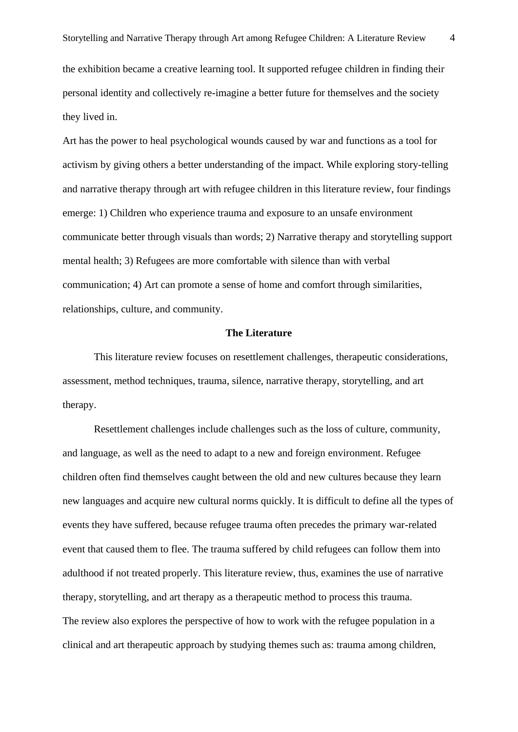the exhibition became a creative learning tool. It supported refugee children in finding their personal identity and collectively re-imagine a better future for themselves and the society they lived in.

Art has the power to heal psychological wounds caused by war and functions as a tool for activism by giving others a better understanding of the impact. While exploring story-telling and narrative therapy through art with refugee children in this literature review, four findings emerge: 1) Children who experience trauma and exposure to an unsafe environment communicate better through visuals than words; 2) Narrative therapy and storytelling support mental health; 3) Refugees are more comfortable with silence than with verbal communication; 4) Art can promote a sense of home and comfort through similarities, relationships, culture, and community.

## The Literature

This literature review focuses on resettlement challenges, therapeutic considerations, assessment, method techniques, trauma, silence, narrative therapy, storytelling, and art therapy.

Resettlement challenges include challenges such as the loss of culture, community, and language, as well as the need to adapt to a new and foreign environment. Refugee children often find themselves caught between the old and new cultures because they learn new languages and acquire new cultural norms quickly. It is difficult to define all the types of events they have suffered, because refugee trauma often precedes the primary war-related event that caused them to flee. The trauma suffered by child refugees can follow them into adulthood if not treated properly. This literature review, thus, examines the use of narrative therapy, storytelling, and art therapy as a therapeutic method to process this trauma.

The review also explores the perspective of how to work with the refugee population in a clinical and art therapeutic approach by studying themes such as: trauma among children,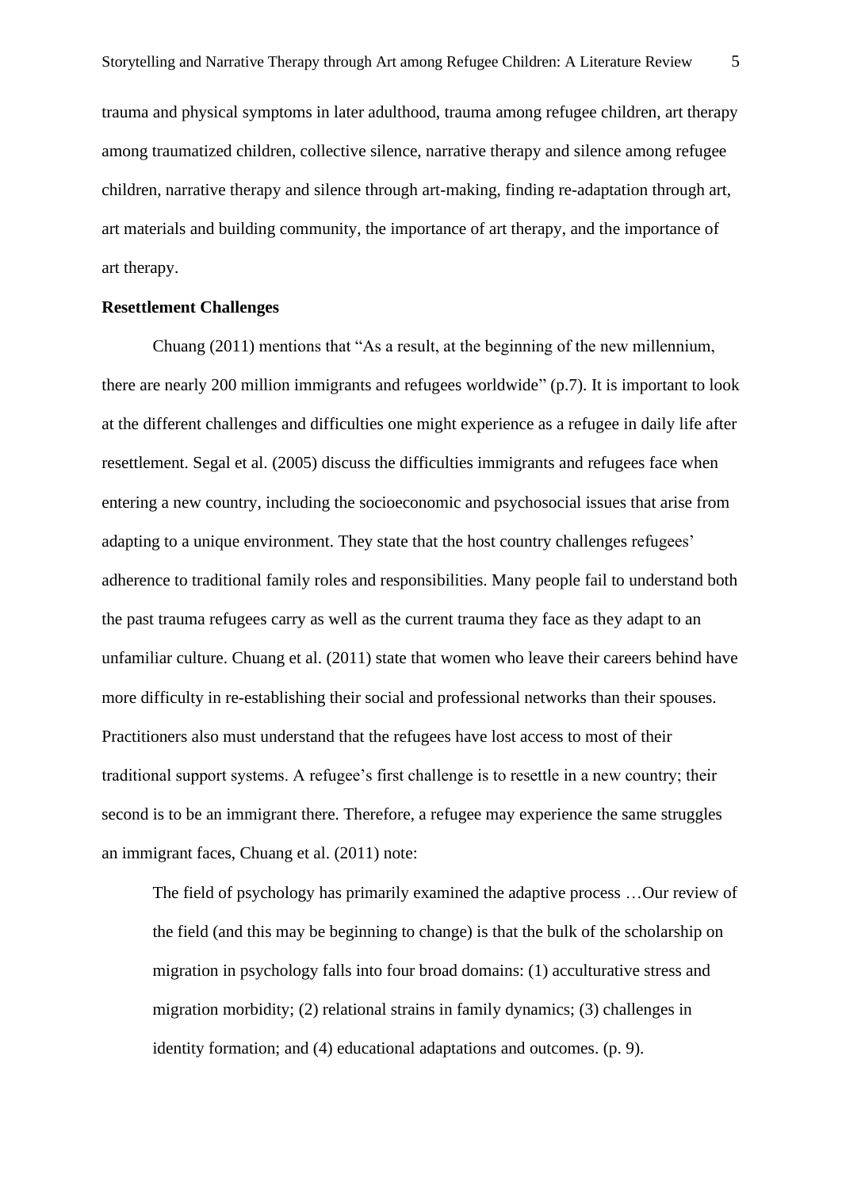trauma and physical symptoms in later adulthood, trauma among refugee children, art therapy among traumatized children, collective silence, narrative therapy and silence among refugee children, narrative therapy and silence through art-making, finding re-adaptation through art, art materials and building community, the importance of art therapy, and the importance of art therapy.

**Resettlement Challenges**

Chuang (2011) mentions that "As a result, at the beginning of the new millennium, there are nearly 200 million immigrants and refugees worldwide" (p.7). It is important to look at the different challenges and difficulties one might experience as a refugee in daily life after resettlement. Segal et al. (2005) discuss the difficulties immigrants and refugees face when entering a new country, including the socioeconomic and psychosocial issues that arise from adapting to a unique environment. They state that the host country challenges refugees' adherence to traditional family roles and responsibilities. Many people fail to understand both the past trauma refugees carry as well as the current trauma they face as they adapt to an unfamiliar culture. Chuang et al. (2011) state that women who leave their careers behind have more difficulty in re-establishing their social and professional networks than their spouses. Practitioners also must understand that the refugees have lost access to most of their traditional support systems. A refugee's first challenge is to resettle in a new country; their second is to be an immigrant there. Therefore, a refugee may experience the same struggles an immigrant faces, Chuang et al. (2011) note:

> The field of psychology has primarily examined the adaptive process …Our review of the field (and this may be beginning to change) is that the bulk of the scholarship on migration in psychology falls into four broad domains: (1) acculturative stress and migration morbidity; (2) relational strains in family dynamics; (3) challenges in identity formation; and (4) educational adaptations and outcomes. (p. 9).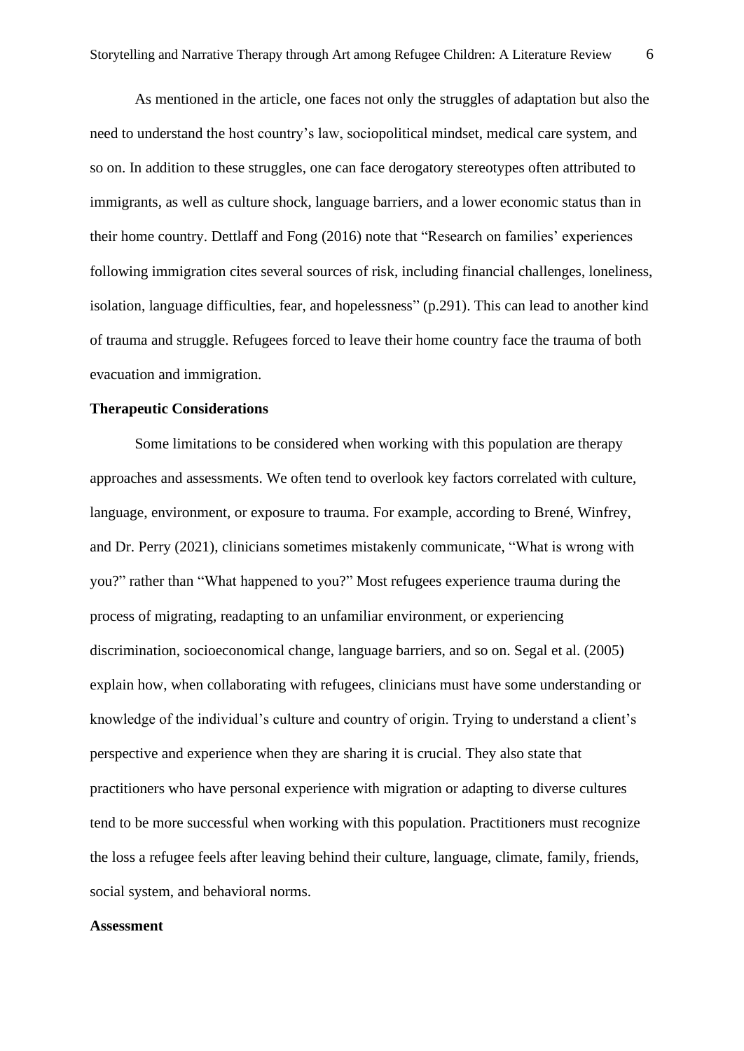As mentioned in the article, one faces not only the struggles of adaptation but also the need to understand the host country's law, sociopolitical mindset, medical care system, and so on. In addition to these struggles, one can face derogatory stereotypes often attributed to immigrants, as well as culture shock, language barriers, and a lower economic status than in their home country. Dettlaff and Fong (2016) note that "Research on families' experiences following immigration cites several sources of risk, including financial challenges, loneliness, isolation, language difficulties, fear, and hopelessness" (p.291). This can lead to another kind of trauma and struggle. Refugees forced to leave their home country face the trauma of both evacuation and immigration.

**Therapeutic Considerations**

Some limitations to be considered when working with this population are therapy approaches and assessments. We often tend to overlook key factors correlated with culture, language, environment, or exposure to trauma. For example, according to Brené, Winfrey, and Dr. Perry (2021), clinicians sometimes mistakenly communicate, "What is wrong with you?" rather than "What happened to you?" Most refugees experience trauma during the process of migrating, readapting to an unfamiliar environment, or experiencing discrimination, socioeconomical change, language barriers, and so on. Segal et al. (2005) explain how, when collaborating with refugees, clinicians must have some understanding or knowledge of the individual's culture and country of origin. Trying to understand a client's perspective and experience when they are sharing it is crucial. They also state that practitioners who have personal experience with migration or adapting to diverse cultures tend to be more successful when working with this population. Practitioners must recognize the loss a refugee feels after leaving behind their culture, language, climate, family, friends, social system, and behavioral norms.

**Assessment**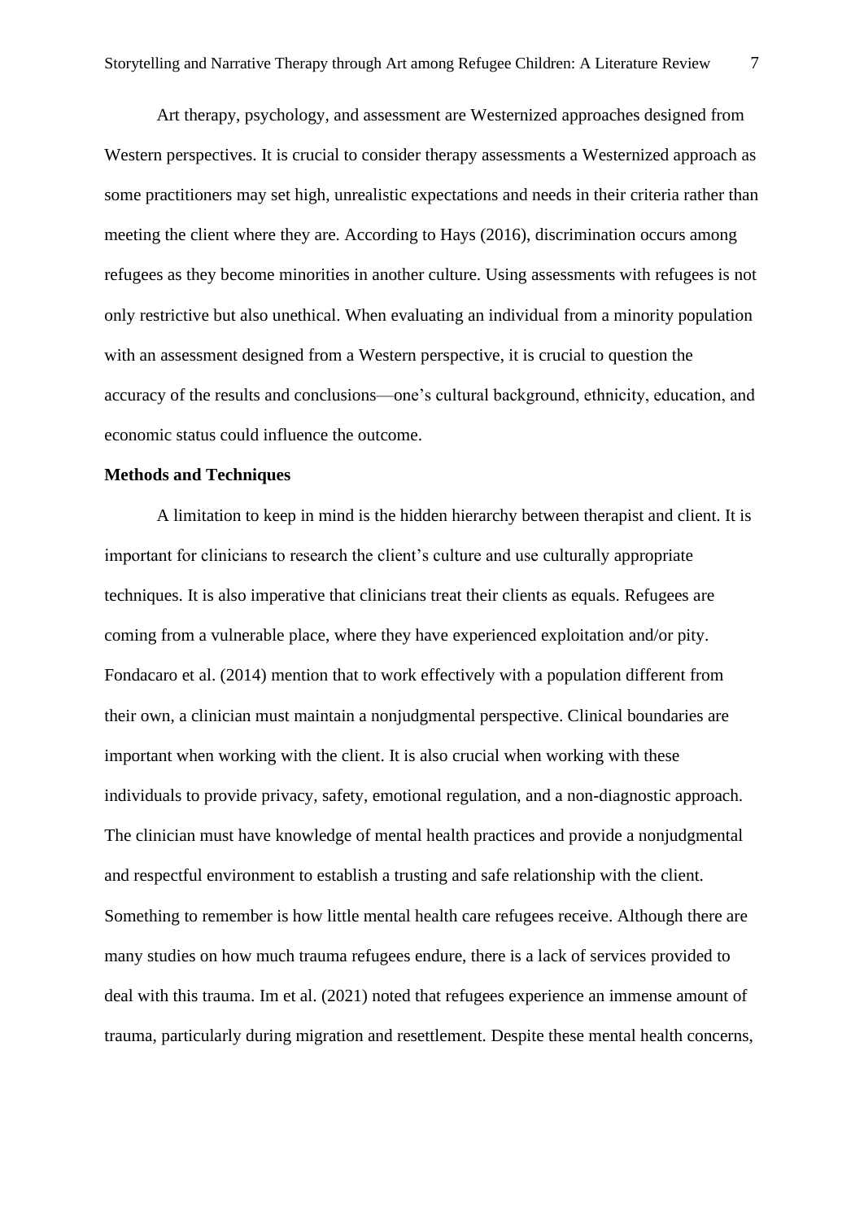Art therapy, psychology, and assessment are Westernized approaches designed from Western perspectives. It is crucial to consider therapy assessments a Westernized approach as some practitioners may set high, unrealistic expectations and needs in their criteria rather than meeting the client where they are. According to Hays (2016), discrimination occurs among refugees as they become minorities in another culture. Using assessments with refugees is not only restrictive but also unethical. When evaluating an individual from a minority population with an assessment designed from a Western perspective, it is crucial to question the accuracy of the results and conclusions—one's cultural background, ethnicity, education, and economic status could influence the outcome.

**Methods and Techniques**

A limitation to keep in mind is the hidden hierarchy between therapist and client. It is important for clinicians to research the client's culture and use culturally appropriate techniques. It is also imperative that clinicians treat their clients as equals. Refugees are coming from a vulnerable place, where they have experienced exploitation and/or pity. Fondacaro et al. (2014) mention that to work effectively with a population different from their own, a clinician must maintain a nonjudgmental perspective. Clinical boundaries are important when working with the client. It is also crucial when working with these individuals to provide privacy, safety, emotional regulation, and a non-diagnostic approach. The clinician must have knowledge of mental health practices and provide a nonjudgmental and respectful environment to establish a trusting and safe relationship with the client. Something to remember is how little mental health care refugees receive. Although there are many studies on how much trauma refugees endure, there is a lack of services provided to deal with this trauma. Im et al. (2021) noted that refugees experience an immense amount of trauma, particularly during migration and resettlement. Despite these mental health concerns,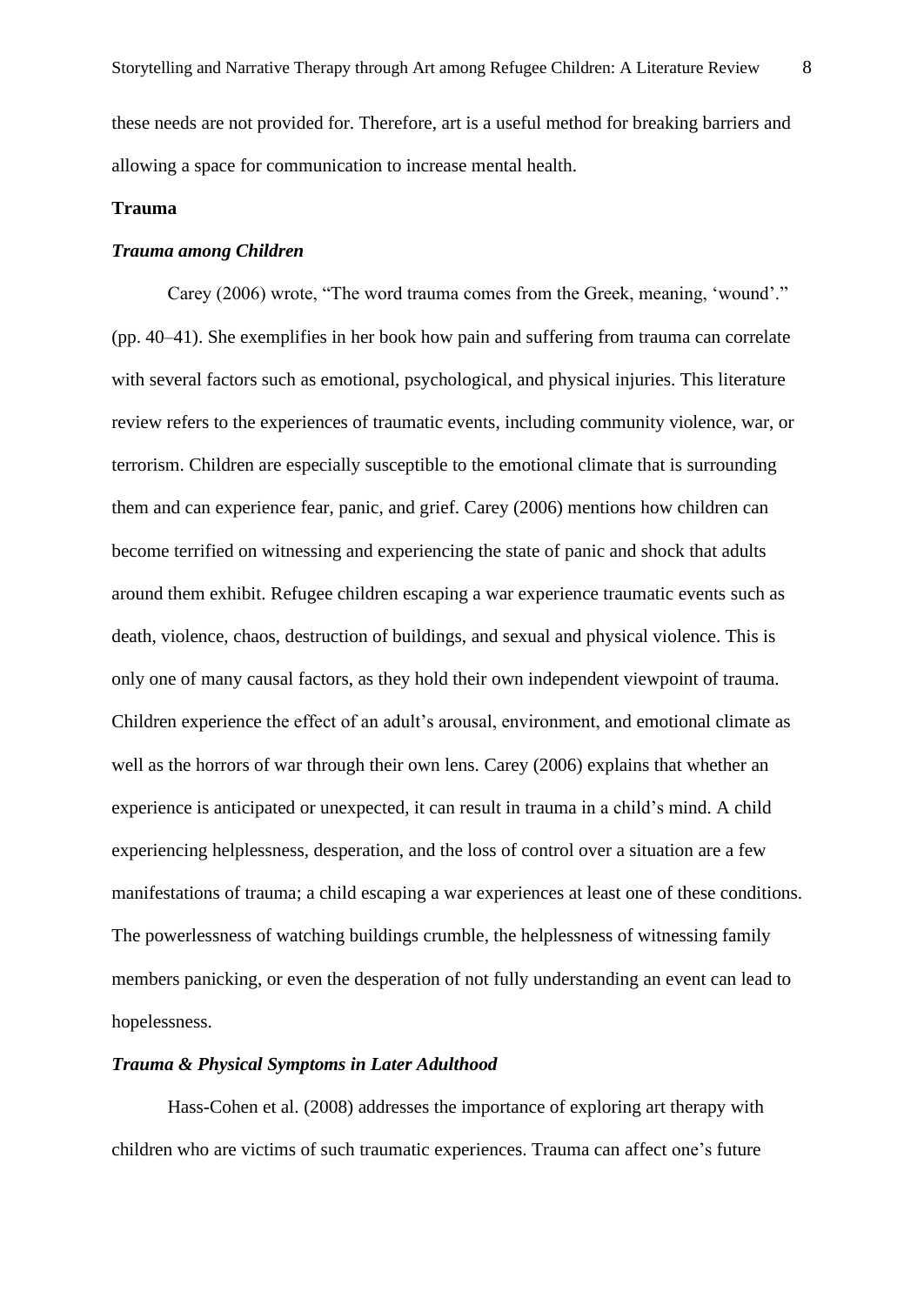these needs are not provided for. Therefore, art is a useful method for breaking barriers and allowing a space for communication to increase mental health.

## Trauma

### *Trauma among Children*

Carey (2006) wrote, “The word trauma comes from the Greek, meaning, ‘wound’.” (pp. 40–41). She exemplifies in her book how pain and suffering from trauma can correlate with several factors such as emotional, psychological, and physical injuries. This literature review refers to the experiences of traumatic events, including community violence, war, or terrorism. Children are especially susceptible to the emotional climate that is surrounding them and can experience fear, panic, and grief. Carey (2006) mentions how children can become terrified on witnessing and experiencing the state of panic and shock that adults around them exhibit. Refugee children escaping a war experience traumatic events such as death, violence, chaos, destruction of buildings, and sexual and physical violence. This is only one of many causal factors, as they hold their own independent viewpoint of trauma. Children experience the effect of an adult’s arousal, environment, and emotional climate as well as the horrors of war through their own lens. Carey (2006) explains that whether an experience is anticipated or unexpected, it can result in trauma in a child’s mind. A child experiencing helplessness, desperation, and the loss of control over a situation are a few manifestations of trauma; a child escaping a war experiences at least one of these conditions. The powerlessness of watching buildings crumble, the helplessness of witnessing family members panicking, or even the desperation of not fully understanding an event can lead to hopelessness.

### *Trauma & Physical Symptoms in Later Adulthood*

Hass-Cohen et al. (2008) addresses the importance of exploring art therapy with children who are victims of such traumatic experiences. Trauma can affect one’s future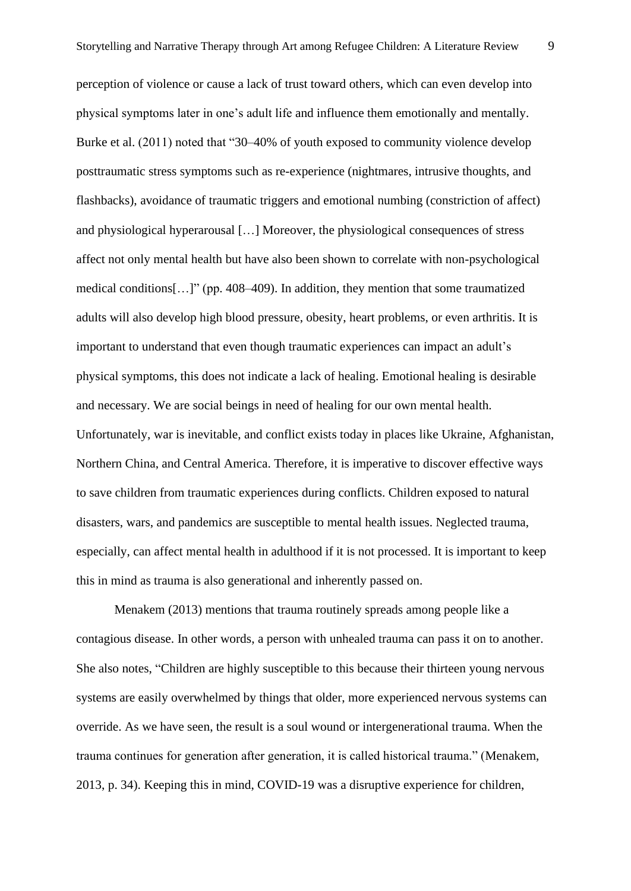perception of violence or cause a lack of trust toward others, which can even develop into physical symptoms later in one's adult life and influence them emotionally and mentally. Burke et al. (2011) noted that "30–40% of youth exposed to community violence develop posttraumatic stress symptoms such as re-experience (nightmares, intrusive thoughts, and flashbacks), avoidance of traumatic triggers and emotional numbing (constriction of affect) and physiological hyperarousal […] Moreover, the physiological consequences of stress affect not only mental health but have also been shown to correlate with non-psychological medical conditions[…]" (pp. 408–409). In addition, they mention that some traumatized adults will also develop high blood pressure, obesity, heart problems, or even arthritis. It is important to understand that even though traumatic experiences can impact an adult's physical symptoms, this does not indicate a lack of healing. Emotional healing is desirable and necessary. We are social beings in need of healing for our own mental health. Unfortunately, war is inevitable, and conflict exists today in places like Ukraine, Afghanistan, Northern China, and Central America. Therefore, it is imperative to discover effective ways to save children from traumatic experiences during conflicts. Children exposed to natural disasters, wars, and pandemics are susceptible to mental health issues. Neglected trauma, especially, can affect mental health in adulthood if it is not processed. It is important to keep this in mind as trauma is also generational and inherently passed on.

Menakem (2013) mentions that trauma routinely spreads among people like a contagious disease. In other words, a person with unhealed trauma can pass it on to another. She also notes, "Children are highly susceptible to this because their thirteen young nervous systems are easily overwhelmed by things that older, more experienced nervous systems can override. As we have seen, the result is a soul wound or intergenerational trauma. When the trauma continues for generation after generation, it is called historical trauma." (Menakem, 2013, p. 34). Keeping this in mind, COVID-19 was a disruptive experience for children,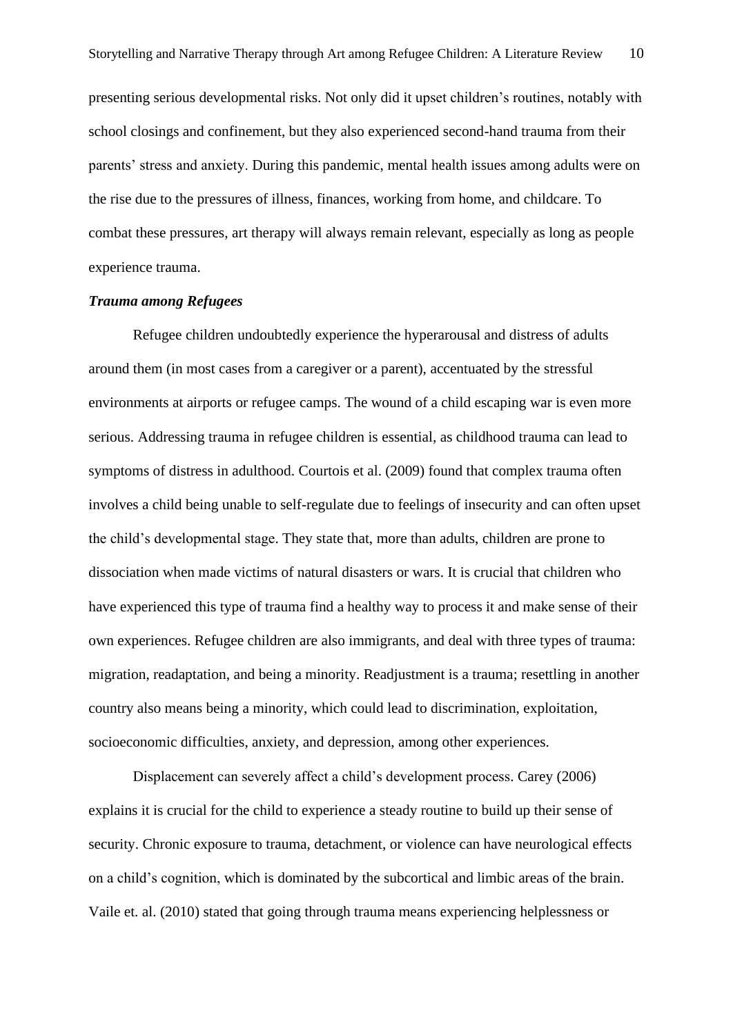presenting serious developmental risks. Not only did it upset children's routines, notably with school closings and confinement, but they also experienced second-hand trauma from their parents' stress and anxiety. During this pandemic, mental health issues among adults were on the rise due to the pressures of illness, finances, working from home, and childcare. To combat these pressures, art therapy will always remain relevant, especially as long as people experience trauma.

### ***Trauma among Refugees***

Refugee children undoubtedly experience the hyperarousal and distress of adults around them (in most cases from a caregiver or a parent), accentuated by the stressful environments at airports or refugee camps. The wound of a child escaping war is even more serious. Addressing trauma in refugee children is essential, as childhood trauma can lead to symptoms of distress in adulthood. Courtois et al. (2009) found that complex trauma often involves a child being unable to self-regulate due to feelings of insecurity and can often upset the child's developmental stage. They state that, more than adults, children are prone to dissociation when made victims of natural disasters or wars. It is crucial that children who have experienced this type of trauma find a healthy way to process it and make sense of their own experiences. Refugee children are also immigrants, and deal with three types of trauma: migration, readaptation, and being a minority. Readjustment is a trauma; resettling in another country also means being a minority, which could lead to discrimination, exploitation, socioeconomic difficulties, anxiety, and depression, among other experiences.

Displacement can severely affect a child's development process. Carey (2006) explains it is crucial for the child to experience a steady routine to build up their sense of security. Chronic exposure to trauma, detachment, or violence can have neurological effects on a child's cognition, which is dominated by the subcortical and limbic areas of the brain. Vaile et. al. (2010) stated that going through trauma means experiencing helplessness or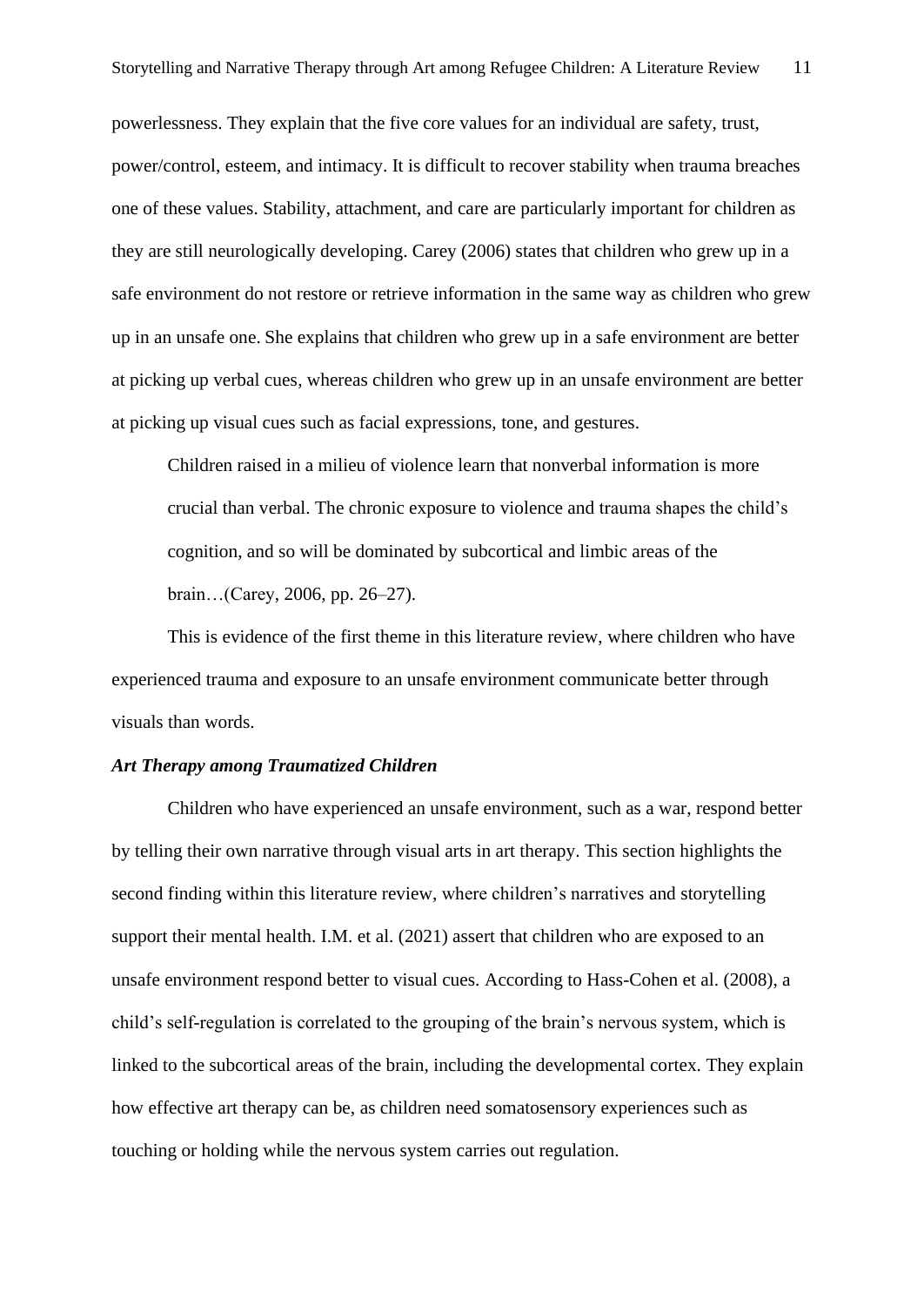powerlessness. They explain that the five core values for an individual are safety, trust, power/control, esteem, and intimacy. It is difficult to recover stability when trauma breaches one of these values. Stability, attachment, and care are particularly important for children as they are still neurologically developing. Carey (2006) states that children who grew up in a safe environment do not restore or retrieve information in the same way as children who grew up in an unsafe one. She explains that children who grew up in a safe environment are better at picking up verbal cues, whereas children who grew up in an unsafe environment are better at picking up visual cues such as facial expressions, tone, and gestures.

> Children raised in a milieu of violence learn that nonverbal information is more crucial than verbal. The chronic exposure to violence and trauma shapes the child's cognition, and so will be dominated by subcortical and limbic areas of the brain…(Carey, 2006, pp. 26–27).

This is evidence of the first theme in this literature review, where children who have experienced trauma and exposure to an unsafe environment communicate better through visuals than words.

### *Art Therapy among Traumatized Children*

Children who have experienced an unsafe environment, such as a war, respond better by telling their own narrative through visual arts in art therapy. This section highlights the second finding within this literature review, where children's narratives and storytelling support their mental health. I.M. et al. (2021) assert that children who are exposed to an unsafe environment respond better to visual cues. According to Hass-Cohen et al. (2008), a child's self-regulation is correlated to the grouping of the brain's nervous system, which is linked to the subcortical areas of the brain, including the developmental cortex. They explain how effective art therapy can be, as children need somatosensory experiences such as touching or holding while the nervous system carries out regulation.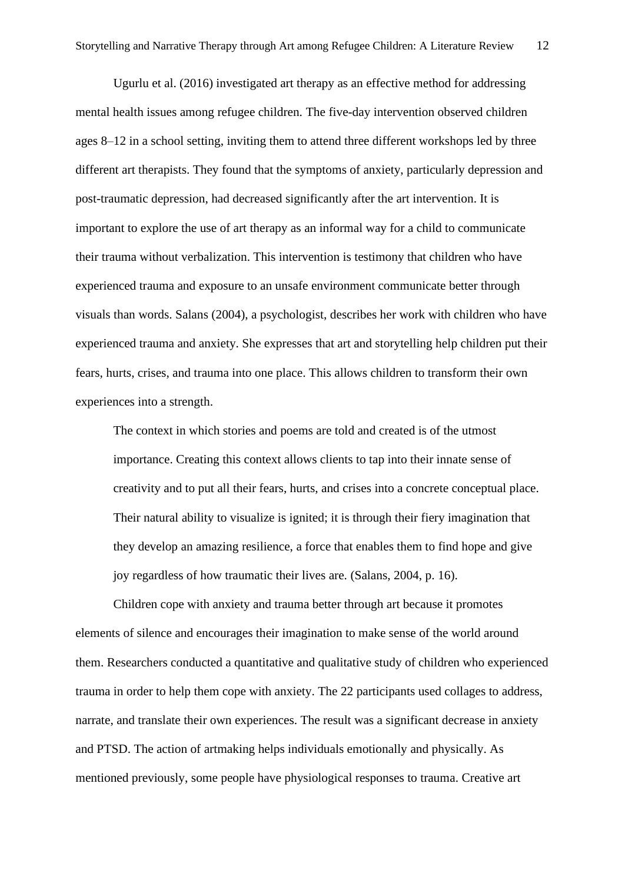Ugurlu et al. (2016) investigated art therapy as an effective method for addressing mental health issues among refugee children. The five-day intervention observed children ages 8–12 in a school setting, inviting them to attend three different workshops led by three different art therapists. They found that the symptoms of anxiety, particularly depression and post-traumatic depression, had decreased significantly after the art intervention. It is important to explore the use of art therapy as an informal way for a child to communicate their trauma without verbalization. This intervention is testimony that children who have experienced trauma and exposure to an unsafe environment communicate better through visuals than words. Salans (2004), a psychologist, describes her work with children who have experienced trauma and anxiety. She expresses that art and storytelling help children put their fears, hurts, crises, and trauma into one place. This allows children to transform their own experiences into a strength.

> The context in which stories and poems are told and created is of the utmost importance. Creating this context allows clients to tap into their innate sense of creativity and to put all their fears, hurts, and crises into a concrete conceptual place. Their natural ability to visualize is ignited; it is through their fiery imagination that they develop an amazing resilience, a force that enables them to find hope and give joy regardless of how traumatic their lives are. (Salans, 2004, p. 16).

Children cope with anxiety and trauma better through art because it promotes elements of silence and encourages their imagination to make sense of the world around them. Researchers conducted a quantitative and qualitative study of children who experienced trauma in order to help them cope with anxiety. The 22 participants used collages to address, narrate, and translate their own experiences. The result was a significant decrease in anxiety and PTSD. The action of artmaking helps individuals emotionally and physically. As mentioned previously, some people have physiological responses to trauma. Creative art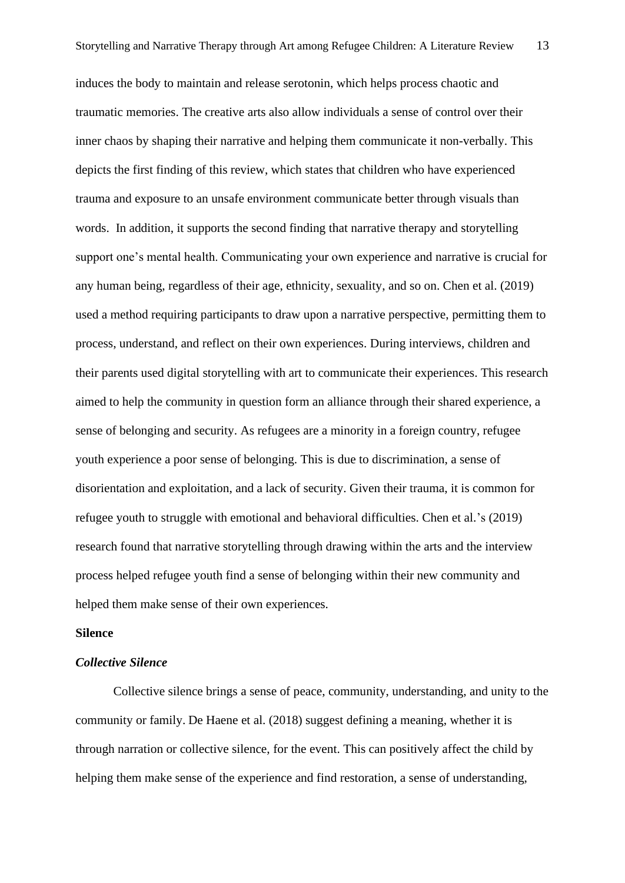induces the body to maintain and release serotonin, which helps process chaotic and traumatic memories. The creative arts also allow individuals a sense of control over their inner chaos by shaping their narrative and helping them communicate it non-verbally. This depicts the first finding of this review, which states that children who have experienced trauma and exposure to an unsafe environment communicate better through visuals than words. In addition, it supports the second finding that narrative therapy and storytelling support one's mental health. Communicating your own experience and narrative is crucial for any human being, regardless of their age, ethnicity, sexuality, and so on. Chen et al. (2019) used a method requiring participants to draw upon a narrative perspective, permitting them to process, understand, and reflect on their own experiences. During interviews, children and their parents used digital storytelling with art to communicate their experiences. This research aimed to help the community in question form an alliance through their shared experience, a sense of belonging and security. As refugees are a minority in a foreign country, refugee youth experience a poor sense of belonging. This is due to discrimination, a sense of disorientation and exploitation, and a lack of security. Given their trauma, it is common for refugee youth to struggle with emotional and behavioral difficulties. Chen et al.'s (2019) research found that narrative storytelling through drawing within the arts and the interview process helped refugee youth find a sense of belonging within their new community and helped them make sense of their own experiences.

## Silence

### *Collective Silence*

Collective silence brings a sense of peace, community, understanding, and unity to the community or family. De Haene et al. (2018) suggest defining a meaning, whether it is through narration or collective silence, for the event. This can positively affect the child by helping them make sense of the experience and find restoration, a sense of understanding,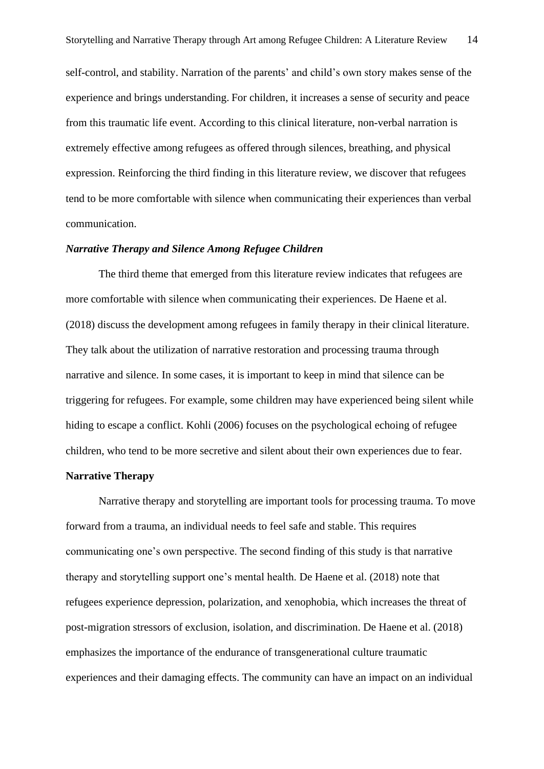self-control, and stability. Narration of the parents' and child's own story makes sense of the experience and brings understanding. For children, it increases a sense of security and peace from this traumatic life event. According to this clinical literature, non-verbal narration is extremely effective among refugees as offered through silences, breathing, and physical expression. Reinforcing the third finding in this literature review, we discover that refugees tend to be more comfortable with silence when communicating their experiences than verbal communication.

### *Narrative Therapy and Silence Among Refugee Children*

The third theme that emerged from this literature review indicates that refugees are more comfortable with silence when communicating their experiences. De Haene et al. (2018) discuss the development among refugees in family therapy in their clinical literature. They talk about the utilization of narrative restoration and processing trauma through narrative and silence. In some cases, it is important to keep in mind that silence can be triggering for refugees. For example, some children may have experienced being silent while hiding to escape a conflict. Kohli (2006) focuses on the psychological echoing of refugee children, who tend to be more secretive and silent about their own experiences due to fear.

## Narrative Therapy

Narrative therapy and storytelling are important tools for processing trauma. To move forward from a trauma, an individual needs to feel safe and stable. This requires communicating one's own perspective. The second finding of this study is that narrative therapy and storytelling support one's mental health. De Haene et al. (2018) note that refugees experience depression, polarization, and xenophobia, which increases the threat of post-migration stressors of exclusion, isolation, and discrimination. De Haene et al. (2018) emphasizes the importance of the endurance of transgenerational culture traumatic experiences and their damaging effects. The community can have an impact on an individual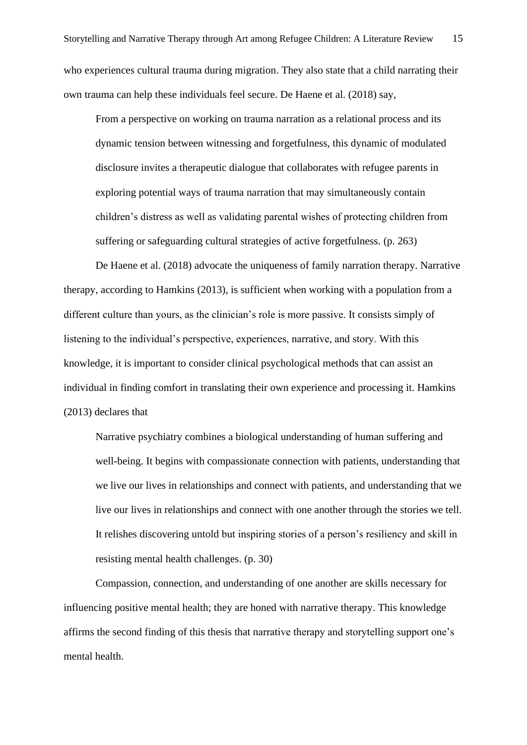who experiences cultural trauma during migration. They also state that a child narrating their own trauma can help these individuals feel secure. De Haene et al. (2018) say,

> From a perspective on working on trauma narration as a relational process and its dynamic tension between witnessing and forgetfulness, this dynamic of modulated disclosure invites a therapeutic dialogue that collaborates with refugee parents in exploring potential ways of trauma narration that may simultaneously contain children's distress as well as validating parental wishes of protecting children from suffering or safeguarding cultural strategies of active forgetfulness. (p. 263)

De Haene et al. (2018) advocate the uniqueness of family narration therapy. Narrative therapy, according to Hamkins (2013), is sufficient when working with a population from a different culture than yours, as the clinician's role is more passive. It consists simply of listening to the individual's perspective, experiences, narrative, and story. With this knowledge, it is important to consider clinical psychological methods that can assist an individual in finding comfort in translating their own experience and processing it. Hamkins (2013) declares that

> Narrative psychiatry combines a biological understanding of human suffering and well-being. It begins with compassionate connection with patients, understanding that we live our lives in relationships and connect with patients, and understanding that we live our lives in relationships and connect with one another through the stories we tell. It relishes discovering untold but inspiring stories of a person's resiliency and skill in resisting mental health challenges. (p. 30)

Compassion, connection, and understanding of one another are skills necessary for influencing positive mental health; they are honed with narrative therapy. This knowledge affirms the second finding of this thesis that narrative therapy and storytelling support one's mental health.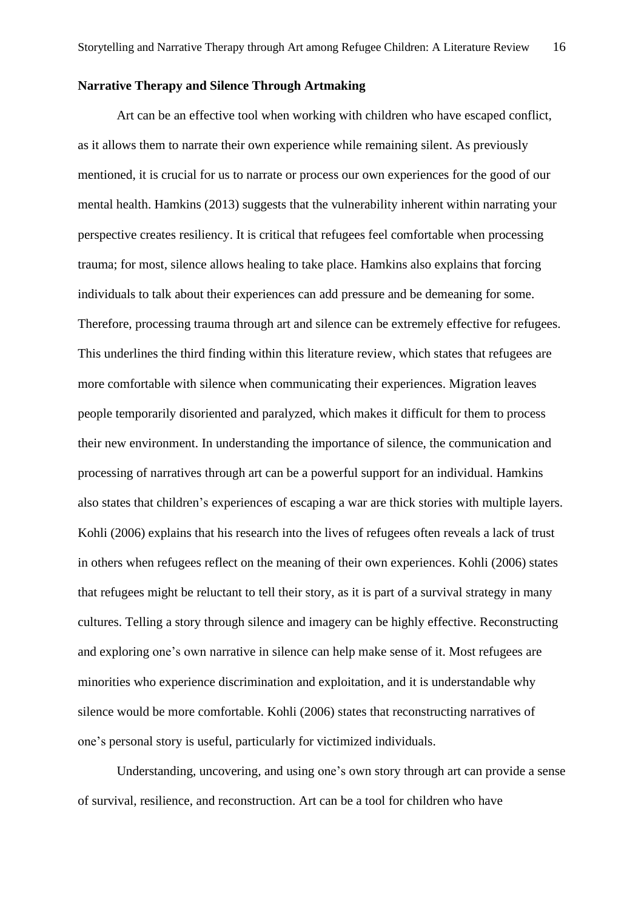### Narrative Therapy and Silence Through Artmaking

Art can be an effective tool when working with children who have escaped conflict, as it allows them to narrate their own experience while remaining silent. As previously mentioned, it is crucial for us to narrate or process our own experiences for the good of our mental health. Hamkins (2013) suggests that the vulnerability inherent within narrating your perspective creates resiliency. It is critical that refugees feel comfortable when processing trauma; for most, silence allows healing to take place. Hamkins also explains that forcing individuals to talk about their experiences can add pressure and be demeaning for some. Therefore, processing trauma through art and silence can be extremely effective for refugees. This underlines the third finding within this literature review, which states that refugees are more comfortable with silence when communicating their experiences. Migration leaves people temporarily disoriented and paralyzed, which makes it difficult for them to process their new environment. In understanding the importance of silence, the communication and processing of narratives through art can be a powerful support for an individual. Hamkins also states that children's experiences of escaping a war are thick stories with multiple layers. Kohli (2006) explains that his research into the lives of refugees often reveals a lack of trust in others when refugees reflect on the meaning of their own experiences. Kohli (2006) states that refugees might be reluctant to tell their story, as it is part of a survival strategy in many cultures. Telling a story through silence and imagery can be highly effective. Reconstructing and exploring one's own narrative in silence can help make sense of it. Most refugees are minorities who experience discrimination and exploitation, and it is understandable why silence would be more comfortable. Kohli (2006) states that reconstructing narratives of one's personal story is useful, particularly for victimized individuals.

Understanding, uncovering, and using one's own story through art can provide a sense of survival, resilience, and reconstruction. Art can be a tool for children who have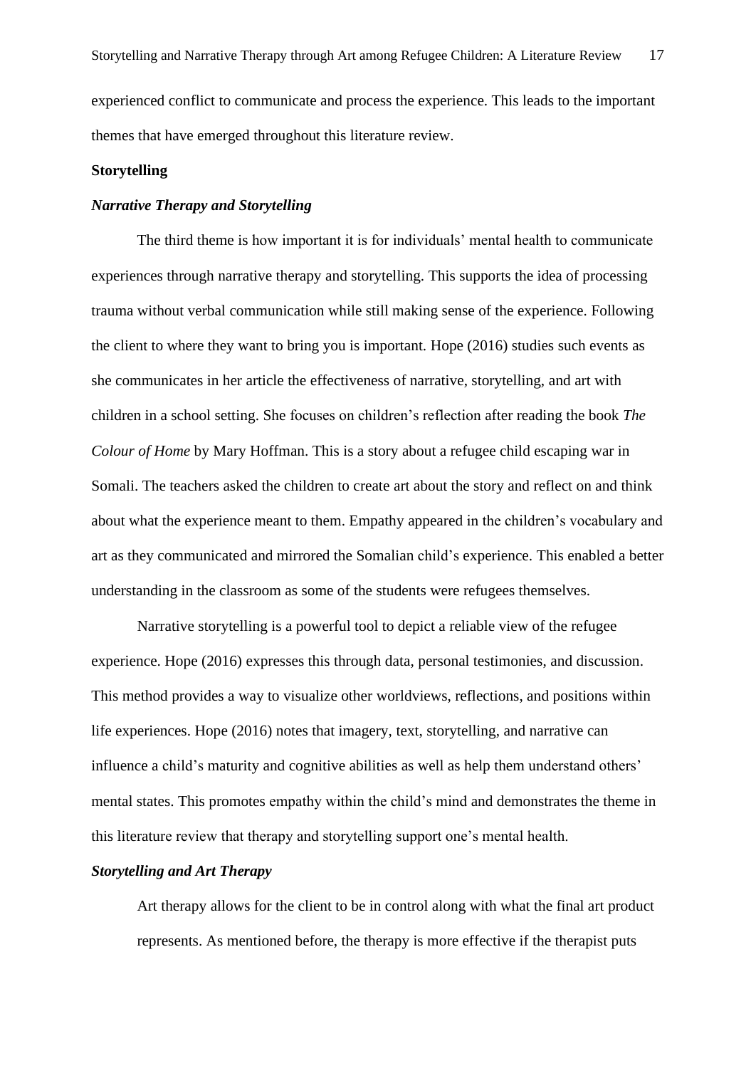experienced conflict to communicate and process the experience. This leads to the important themes that have emerged throughout this literature review.

## Storytelling

### *Narrative Therapy and Storytelling*

The third theme is how important it is for individuals' mental health to communicate experiences through narrative therapy and storytelling. This supports the idea of processing trauma without verbal communication while still making sense of the experience. Following the client to where they want to bring you is important. Hope (2016) studies such events as she communicates in her article the effectiveness of narrative, storytelling, and art with children in a school setting. She focuses on children's reflection after reading the book *The Colour of Home* by Mary Hoffman. This is a story about a refugee child escaping war in Somali. The teachers asked the children to create art about the story and reflect on and think about what the experience meant to them. Empathy appeared in the children's vocabulary and art as they communicated and mirrored the Somalian child's experience. This enabled a better understanding in the classroom as some of the students were refugees themselves.

Narrative storytelling is a powerful tool to depict a reliable view of the refugee experience. Hope (2016) expresses this through data, personal testimonies, and discussion. This method provides a way to visualize other worldviews, reflections, and positions within life experiences. Hope (2016) notes that imagery, text, storytelling, and narrative can influence a child's maturity and cognitive abilities as well as help them understand others' mental states. This promotes empathy within the child's mind and demonstrates the theme in this literature review that therapy and storytelling support one's mental health.

### *Storytelling and Art Therapy*

Art therapy allows for the client to be in control along with what the final art product represents. As mentioned before, the therapy is more effective if the therapist puts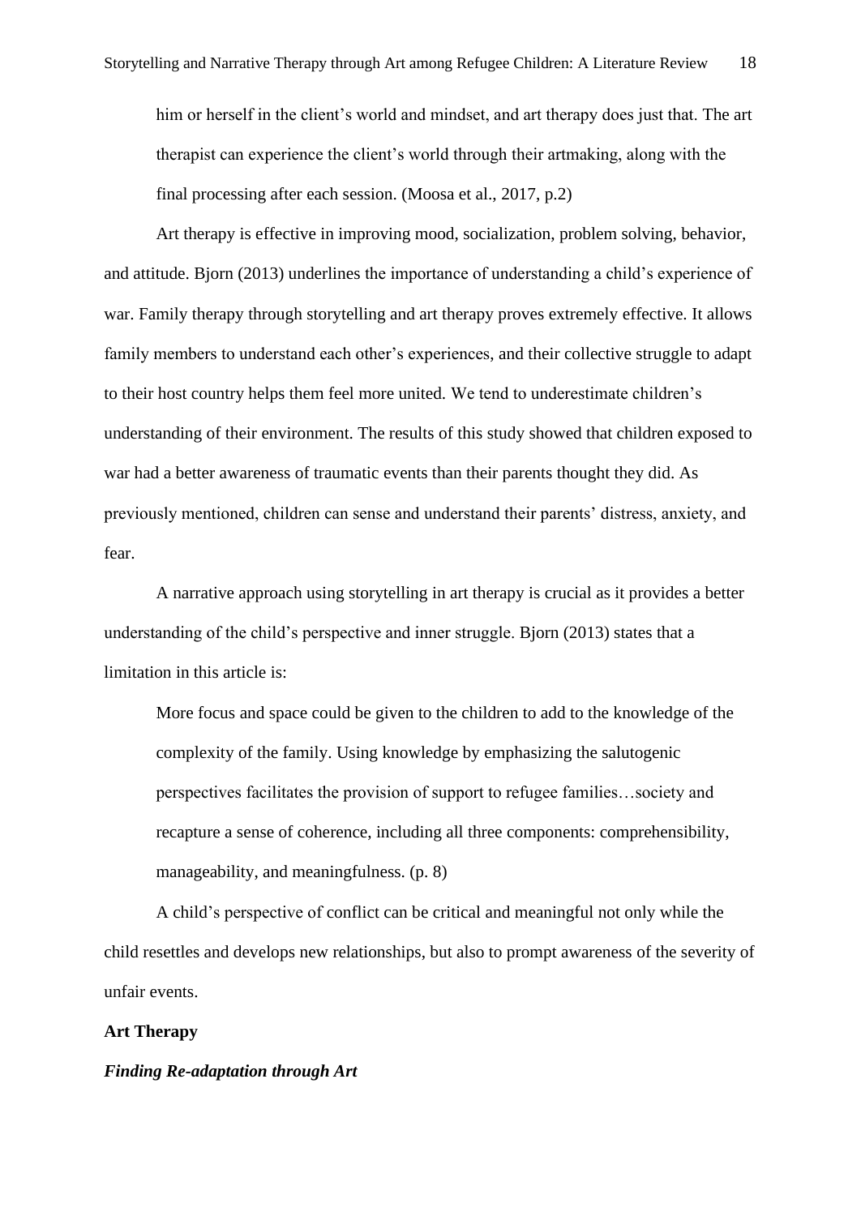> him or herself in the client's world and mindset, and art therapy does just that. The art therapist can experience the client's world through their artmaking, along with the final processing after each session. (Moosa et al., 2017, p.2)

Art therapy is effective in improving mood, socialization, problem solving, behavior, and attitude. Bjorn (2013) underlines the importance of understanding a child's experience of war. Family therapy through storytelling and art therapy proves extremely effective. It allows family members to understand each other's experiences, and their collective struggle to adapt to their host country helps them feel more united. We tend to underestimate children's understanding of their environment. The results of this study showed that children exposed to war had a better awareness of traumatic events than their parents thought they did. As previously mentioned, children can sense and understand their parents' distress, anxiety, and fear.

A narrative approach using storytelling in art therapy is crucial as it provides a better understanding of the child's perspective and inner struggle. Bjorn (2013) states that a limitation in this article is:

> More focus and space could be given to the children to add to the knowledge of the complexity of the family. Using knowledge by emphasizing the salutogenic perspectives facilitates the provision of support to refugee families…society and recapture a sense of coherence, including all three components: comprehensibility, manageability, and meaningfulness. (p. 8)

A child's perspective of conflict can be critical and meaningful not only while the child resettles and develops new relationships, but also to prompt awareness of the severity of unfair events.

## Art Therapy

### *Finding Re-adaptation through Art*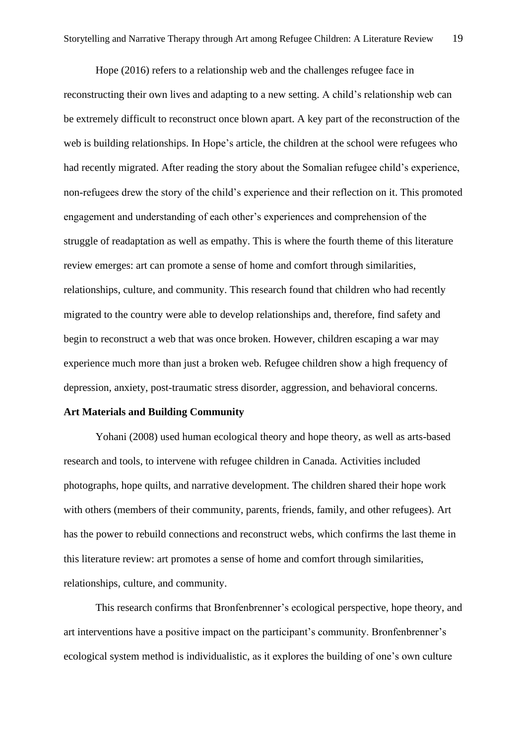Hope (2016) refers to a relationship web and the challenges refugee face in reconstructing their own lives and adapting to a new setting. A child's relationship web can be extremely difficult to reconstruct once blown apart. A key part of the reconstruction of the web is building relationships. In Hope's article, the children at the school were refugees who had recently migrated. After reading the story about the Somalian refugee child's experience, non-refugees drew the story of the child's experience and their reflection on it. This promoted engagement and understanding of each other's experiences and comprehension of the struggle of readaptation as well as empathy. This is where the fourth theme of this literature review emerges: art can promote a sense of home and comfort through similarities, relationships, culture, and community. This research found that children who had recently migrated to the country were able to develop relationships and, therefore, find safety and begin to reconstruct a web that was once broken. However, children escaping a war may experience much more than just a broken web. Refugee children show a high frequency of depression, anxiety, post-traumatic stress disorder, aggression, and behavioral concerns.

**Art Materials and Building Community**

Yohani (2008) used human ecological theory and hope theory, as well as arts-based research and tools, to intervene with refugee children in Canada. Activities included photographs, hope quilts, and narrative development. The children shared their hope work with others (members of their community, parents, friends, family, and other refugees). Art has the power to rebuild connections and reconstruct webs, which confirms the last theme in this literature review: art promotes a sense of home and comfort through similarities, relationships, culture, and community.

This research confirms that Bronfenbrenner's ecological perspective, hope theory, and art interventions have a positive impact on the participant's community. Bronfenbrenner's ecological system method is individualistic, as it explores the building of one's own culture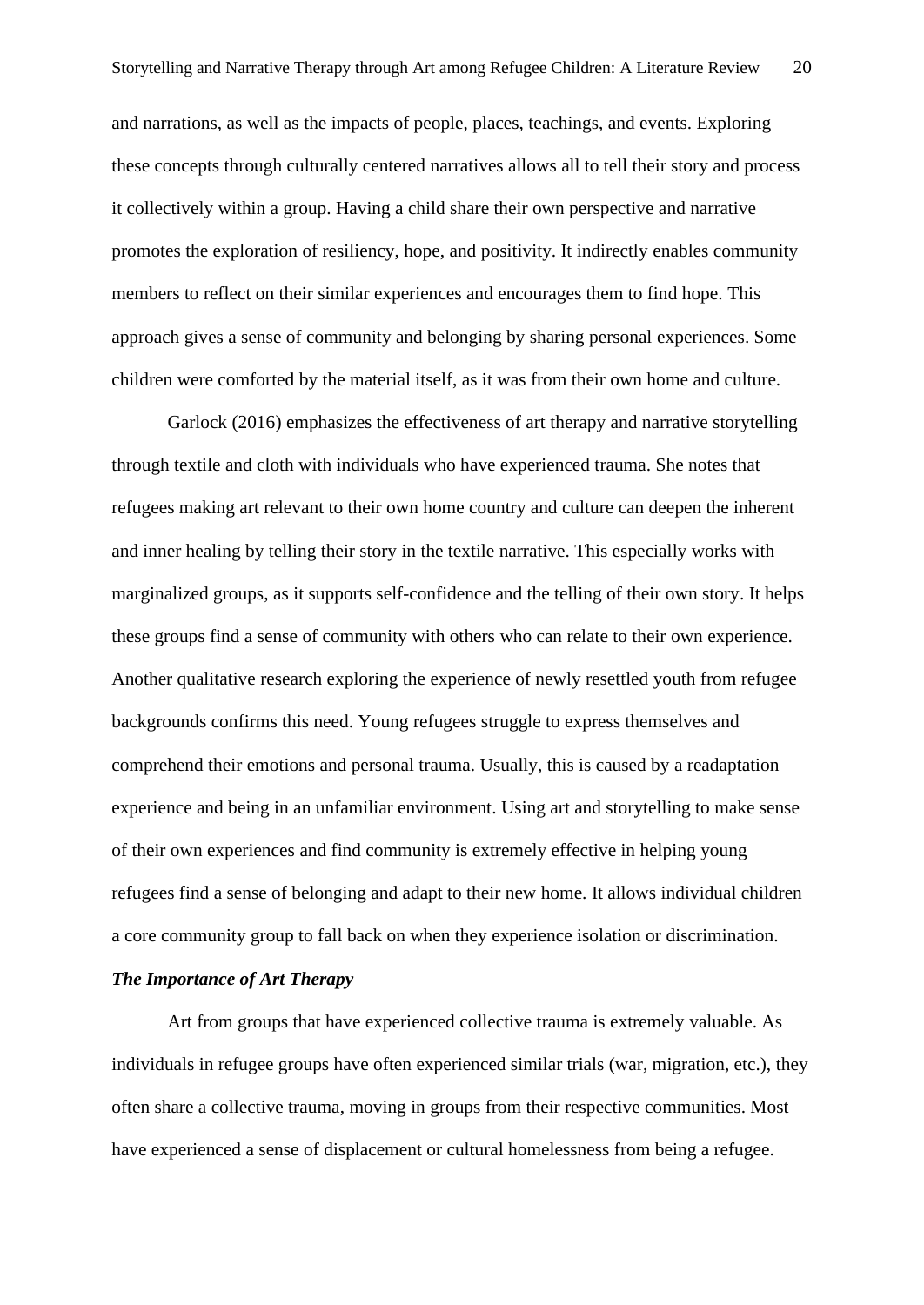and narrations, as well as the impacts of people, places, teachings, and events. Exploring these concepts through culturally centered narratives allows all to tell their story and process it collectively within a group. Having a child share their own perspective and narrative promotes the exploration of resiliency, hope, and positivity. It indirectly enables community members to reflect on their similar experiences and encourages them to find hope. This approach gives a sense of community and belonging by sharing personal experiences. Some children were comforted by the material itself, as it was from their own home and culture.

Garlock (2016) emphasizes the effectiveness of art therapy and narrative storytelling through textile and cloth with individuals who have experienced trauma. She notes that refugees making art relevant to their own home country and culture can deepen the inherent and inner healing by telling their story in the textile narrative. This especially works with marginalized groups, as it supports self-confidence and the telling of their own story. It helps these groups find a sense of community with others who can relate to their own experience. Another qualitative research exploring the experience of newly resettled youth from refugee backgrounds confirms this need. Young refugees struggle to express themselves and comprehend their emotions and personal trauma. Usually, this is caused by a readaptation experience and being in an unfamiliar environment. Using art and storytelling to make sense of their own experiences and find community is extremely effective in helping young refugees find a sense of belonging and adapt to their new home. It allows individual children a core community group to fall back on when they experience isolation or discrimination.

### *The Importance of Art Therapy*

Art from groups that have experienced collective trauma is extremely valuable. As individuals in refugee groups have often experienced similar trials (war, migration, etc.), they often share a collective trauma, moving in groups from their respective communities. Most have experienced a sense of displacement or cultural homelessness from being a refugee.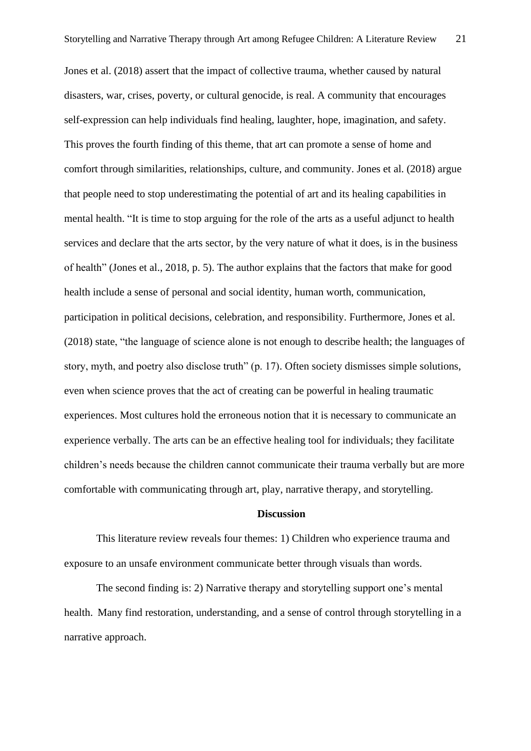Jones et al. (2018) assert that the impact of collective trauma, whether caused by natural disasters, war, crises, poverty, or cultural genocide, is real. A community that encourages self-expression can help individuals find healing, laughter, hope, imagination, and safety. This proves the fourth finding of this theme, that art can promote a sense of home and comfort through similarities, relationships, culture, and community. Jones et al. (2018) argue that people need to stop underestimating the potential of art and its healing capabilities in mental health. "It is time to stop arguing for the role of the arts as a useful adjunct to health services and declare that the arts sector, by the very nature of what it does, is in the business of health" (Jones et al., 2018, p. 5). The author explains that the factors that make for good health include a sense of personal and social identity, human worth, communication, participation in political decisions, celebration, and responsibility. Furthermore, Jones et al. (2018) state, "the language of science alone is not enough to describe health; the languages of story, myth, and poetry also disclose truth" (p. 17). Often society dismisses simple solutions, even when science proves that the act of creating can be powerful in healing traumatic experiences. Most cultures hold the erroneous notion that it is necessary to communicate an experience verbally. The arts can be an effective healing tool for individuals; they facilitate children's needs because the children cannot communicate their trauma verbally but are more comfortable with communicating through art, play, narrative therapy, and storytelling.

## Discussion

This literature review reveals four themes: 1) Children who experience trauma and exposure to an unsafe environment communicate better through visuals than words.

The second finding is: 2) Narrative therapy and storytelling support one's mental health. Many find restoration, understanding, and a sense of control through storytelling in a narrative approach.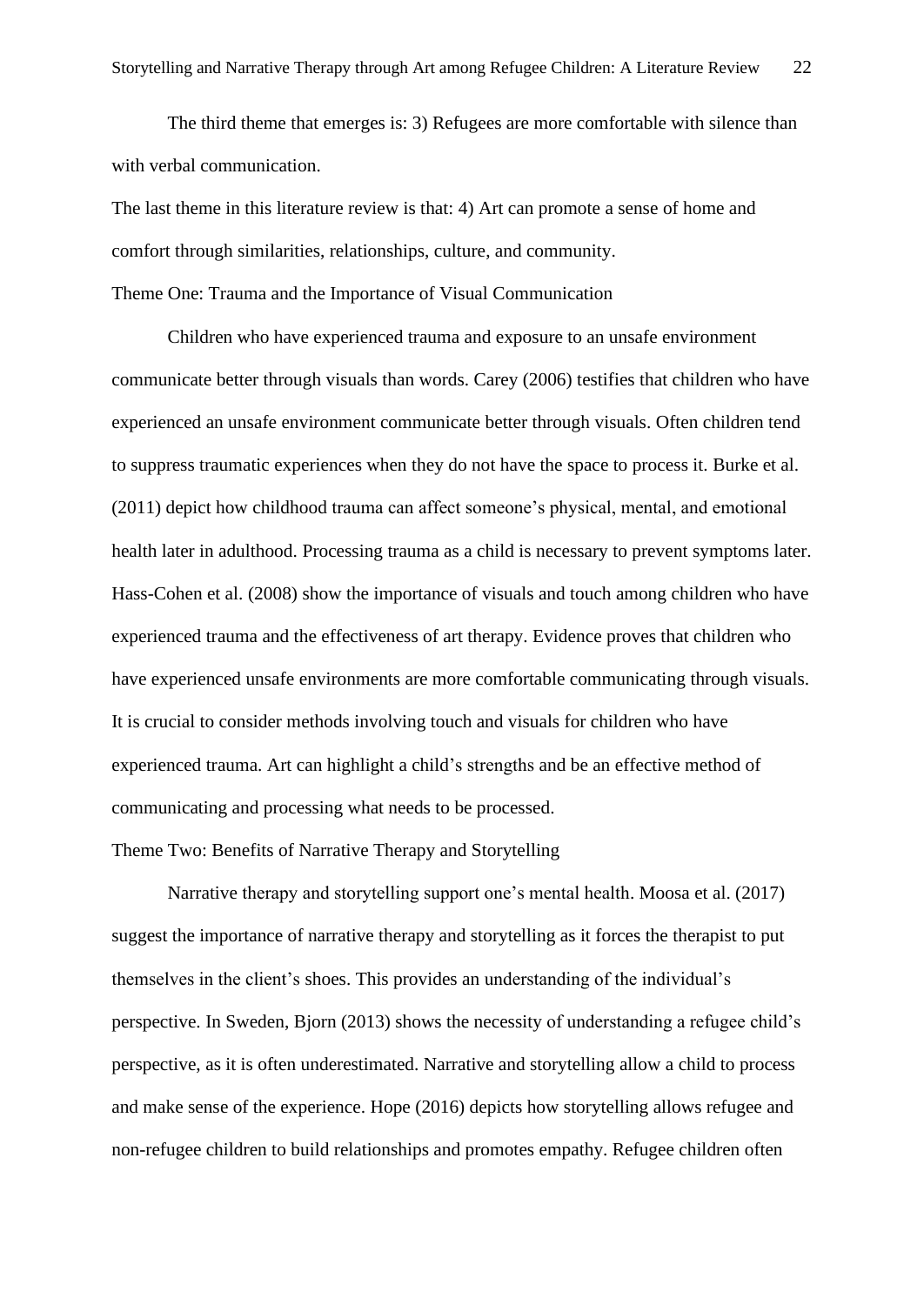The third theme that emerges is: 3) Refugees are more comfortable with silence than with verbal communication.

The last theme in this literature review is that: 4) Art can promote a sense of home and comfort through similarities, relationships, culture, and community.

### Theme One: Trauma and the Importance of Visual Communication

Children who have experienced trauma and exposure to an unsafe environment communicate better through visuals than words. Carey (2006) testifies that children who have experienced an unsafe environment communicate better through visuals. Often children tend to suppress traumatic experiences when they do not have the space to process it. Burke et al. (2011) depict how childhood trauma can affect someone's physical, mental, and emotional health later in adulthood. Processing trauma as a child is necessary to prevent symptoms later. Hass-Cohen et al. (2008) show the importance of visuals and touch among children who have experienced trauma and the effectiveness of art therapy. Evidence proves that children who have experienced unsafe environments are more comfortable communicating through visuals. It is crucial to consider methods involving touch and visuals for children who have experienced trauma. Art can highlight a child's strengths and be an effective method of communicating and processing what needs to be processed.

### Theme Two: Benefits of Narrative Therapy and Storytelling

Narrative therapy and storytelling support one's mental health. Moosa et al. (2017) suggest the importance of narrative therapy and storytelling as it forces the therapist to put themselves in the client's shoes. This provides an understanding of the individual's perspective. In Sweden, Bjorn (2013) shows the necessity of understanding a refugee child's perspective, as it is often underestimated. Narrative and storytelling allow a child to process and make sense of the experience. Hope (2016) depicts how storytelling allows refugee and non-refugee children to build relationships and promotes empathy. Refugee children often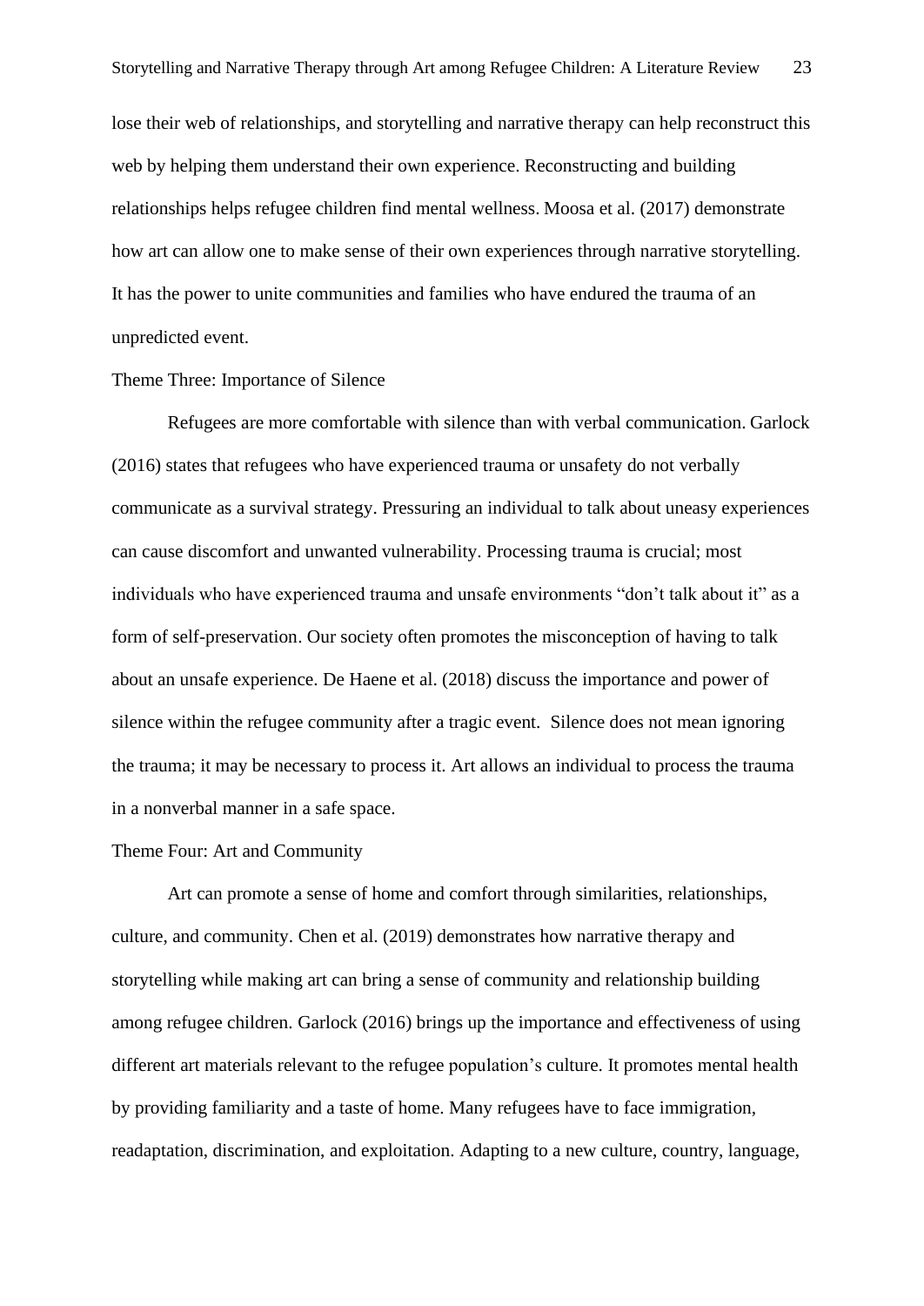lose their web of relationships, and storytelling and narrative therapy can help reconstruct this web by helping them understand their own experience. Reconstructing and building relationships helps refugee children find mental wellness. Moosa et al. (2017) demonstrate how art can allow one to make sense of their own experiences through narrative storytelling. It has the power to unite communities and families who have endured the trauma of an unpredicted event.

### Theme Three: Importance of Silence

Refugees are more comfortable with silence than with verbal communication. Garlock (2016) states that refugees who have experienced trauma or unsafety do not verbally communicate as a survival strategy. Pressuring an individual to talk about uneasy experiences can cause discomfort and unwanted vulnerability. Processing trauma is crucial; most individuals who have experienced trauma and unsafe environments "don't talk about it" as a form of self-preservation. Our society often promotes the misconception of having to talk about an unsafe experience. De Haene et al. (2018) discuss the importance and power of silence within the refugee community after a tragic event. Silence does not mean ignoring the trauma; it may be necessary to process it. Art allows an individual to process the trauma in a nonverbal manner in a safe space.

### Theme Four: Art and Community

Art can promote a sense of home and comfort through similarities, relationships, culture, and community. Chen et al. (2019) demonstrates how narrative therapy and storytelling while making art can bring a sense of community and relationship building among refugee children. Garlock (2016) brings up the importance and effectiveness of using different art materials relevant to the refugee population's culture. It promotes mental health by providing familiarity and a taste of home. Many refugees have to face immigration, readaptation, discrimination, and exploitation. Adapting to a new culture, country, language,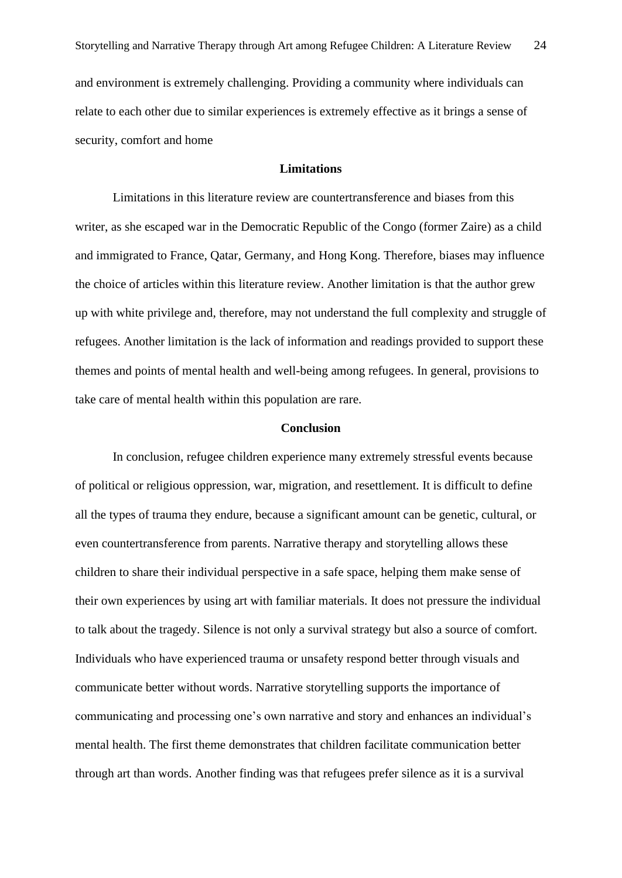and environment is extremely challenging. Providing a community where individuals can relate to each other due to similar experiences is extremely effective as it brings a sense of security, comfort and home

## Limitations

Limitations in this literature review are countertransference and biases from this writer, as she escaped war in the Democratic Republic of the Congo (former Zaire) as a child and immigrated to France, Qatar, Germany, and Hong Kong. Therefore, biases may influence the choice of articles within this literature review. Another limitation is that the author grew up with white privilege and, therefore, may not understand the full complexity and struggle of refugees. Another limitation is the lack of information and readings provided to support these themes and points of mental health and well-being among refugees. In general, provisions to take care of mental health within this population are rare.

## Conclusion

In conclusion, refugee children experience many extremely stressful events because of political or religious oppression, war, migration, and resettlement. It is difficult to define all the types of trauma they endure, because a significant amount can be genetic, cultural, or even countertransference from parents. Narrative therapy and storytelling allows these children to share their individual perspective in a safe space, helping them make sense of their own experiences by using art with familiar materials. It does not pressure the individual to talk about the tragedy. Silence is not only a survival strategy but also a source of comfort. Individuals who have experienced trauma or unsafety respond better through visuals and communicate better without words. Narrative storytelling supports the importance of communicating and processing one's own narrative and story and enhances an individual's mental health. The first theme demonstrates that children facilitate communication better through art than words. Another finding was that refugees prefer silence as it is a survival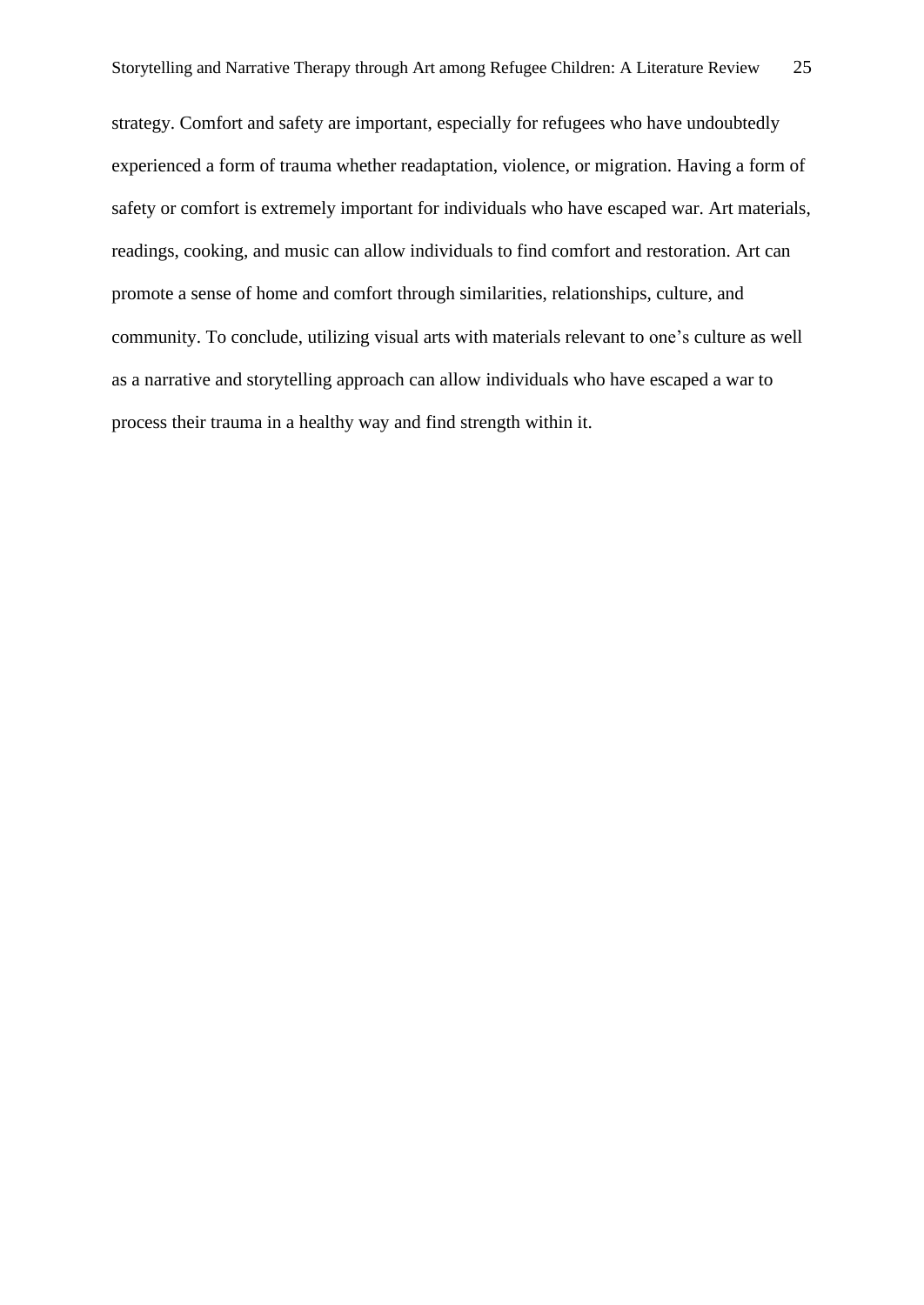strategy. Comfort and safety are important, especially for refugees who have undoubtedly experienced a form of trauma whether readaptation, violence, or migration. Having a form of safety or comfort is extremely important for individuals who have escaped war. Art materials, readings, cooking, and music can allow individuals to find comfort and restoration. Art can promote a sense of home and comfort through similarities, relationships, culture, and community. To conclude, utilizing visual arts with materials relevant to one's culture as well as a narrative and storytelling approach can allow individuals who have escaped a war to process their trauma in a healthy way and find strength within it.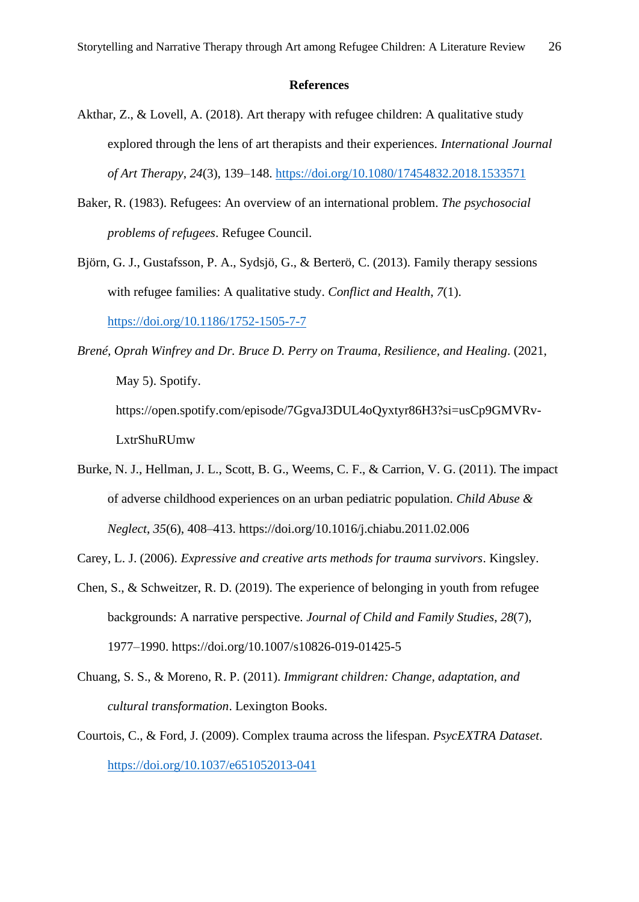**References**

Akthar, Z., & Lovell, A. (2018). Art therapy with refugee children: A qualitative study explored through the lens of art therapists and their experiences. *International Journal of Art Therapy*, *24*(3), 139–148. https://doi.org/10.1080/17454832.2018.1533571

Baker, R. (1983). Refugees: An overview of an international problem. *The psychosocial problems of refugees*. Refugee Council.

Björn, G. J., Gustafsson, P. A., Sydsjö, G., & Berterö, C. (2013). Family therapy sessions with refugee families: A qualitative study. *Conflict and Health*, *7*(1). https://doi.org/10.1186/1752-1505-7-7

*Brené, Oprah Winfrey and Dr. Bruce D. Perry on Trauma, Resilience, and Healing*. (2021, May 5). Spotify. https://open.spotify.com/episode/7GgvaJ3DUL4oQyxtyr86H3?si=usCp9GMVRv-LxtrShuRUmw

Burke, N. J., Hellman, J. L., Scott, B. G., Weems, C. F., & Carrion, V. G. (2011). The impact of adverse childhood experiences on an urban pediatric population. *Child Abuse & Neglect*, *35*(6), 408–413. https://doi.org/10.1016/j.chiabu.2011.02.006

Carey, L. J. (2006). *Expressive and creative arts methods for trauma survivors*. Kingsley.

Chen, S., & Schweitzer, R. D. (2019). The experience of belonging in youth from refugee backgrounds: A narrative perspective. *Journal of Child and Family Studies*, *28*(7), 1977–1990. https://doi.org/10.1007/s10826-019-01425-5

Chuang, S. S., & Moreno, R. P. (2011). *Immigrant children: Change, adaptation, and cultural transformation*. Lexington Books.

Courtois, C., & Ford, J. (2009). Complex trauma across the lifespan. *PsycEXTRA Dataset*. https://doi.org/10.1037/e651052013-041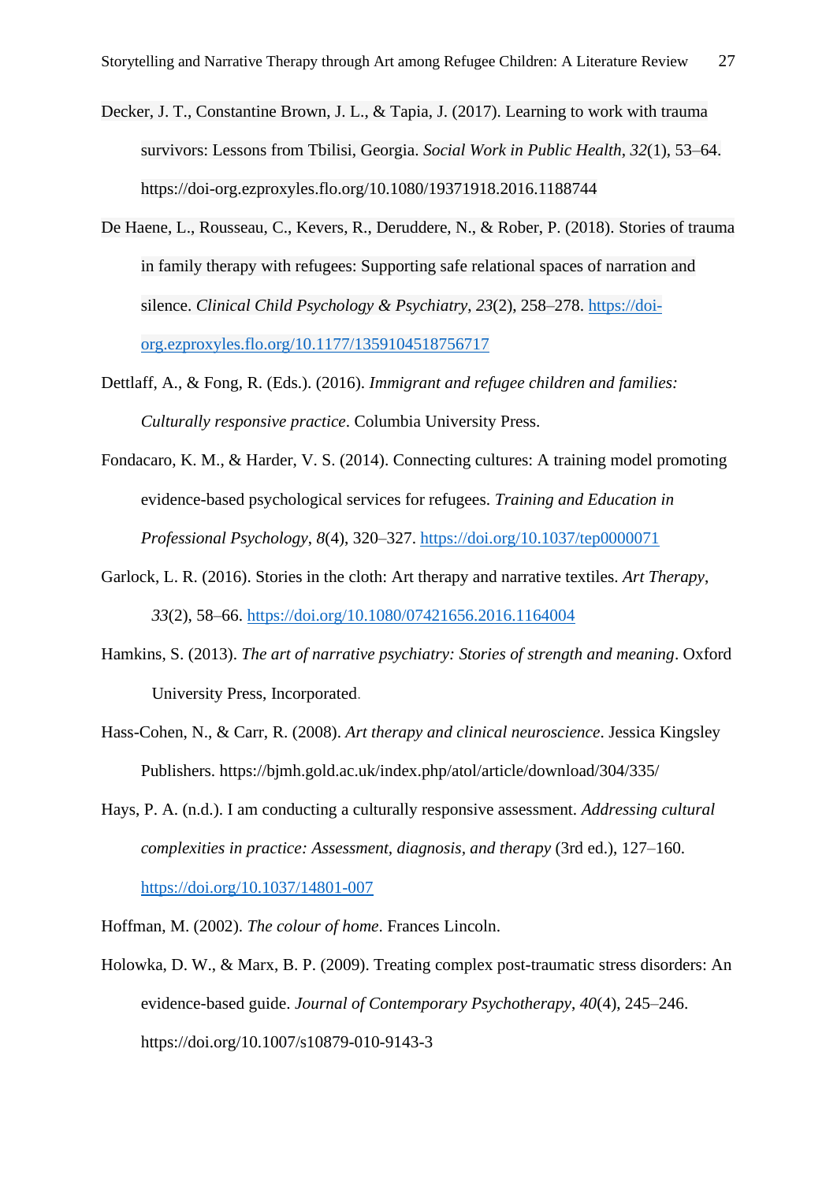Decker, J. T., Constantine Brown, J. L., & Tapia, J. (2017). Learning to work with trauma survivors: Lessons from Tbilisi, Georgia. *Social Work in Public Health*, *32*(1), 53–64. https://doi-org.ezproxyles.flo.org/10.1080/19371918.2016.1188744

De Haene, L., Rousseau, C., Kevers, R., Deruddere, N., & Rober, P. (2018). Stories of trauma in family therapy with refugees: Supporting safe relational spaces of narration and silence. *Clinical Child Psychology & Psychiatry*, *23*(2), 258–278. https://doi-org.ezproxyles.flo.org/10.1177/1359104518756717

Dettlaff, A., & Fong, R. (Eds.). (2016). *Immigrant and refugee children and families: Culturally responsive practice*. Columbia University Press.

Fondacaro, K. M., & Harder, V. S. (2014). Connecting cultures: A training model promoting evidence-based psychological services for refugees. *Training and Education in Professional Psychology*, *8*(4), 320–327. https://doi.org/10.1037/tep0000071

Garlock, L. R. (2016). Stories in the cloth: Art therapy and narrative textiles. *Art Therapy*, *33*(2), 58–66. https://doi.org/10.1080/07421656.2016.1164004

Hamkins, S. (2013). *The art of narrative psychiatry: Stories of strength and meaning*. Oxford University Press, Incorporated.

Hass-Cohen, N., & Carr, R. (2008). *Art therapy and clinical neuroscience*. Jessica Kingsley Publishers. https://bjmh.gold.ac.uk/index.php/atol/article/download/304/335/

Hays, P. A. (n.d.). I am conducting a culturally responsive assessment. *Addressing cultural complexities in practice: Assessment, diagnosis, and therapy* (3rd ed.), 127–160. https://doi.org/10.1037/14801-007

Hoffman, M. (2002). *The colour of home*. Frances Lincoln.

Holowka, D. W., & Marx, B. P. (2009). Treating complex post-traumatic stress disorders: An evidence-based guide. *Journal of Contemporary Psychotherapy*, *40*(4), 245–246. https://doi.org/10.1007/s10879-010-9143-3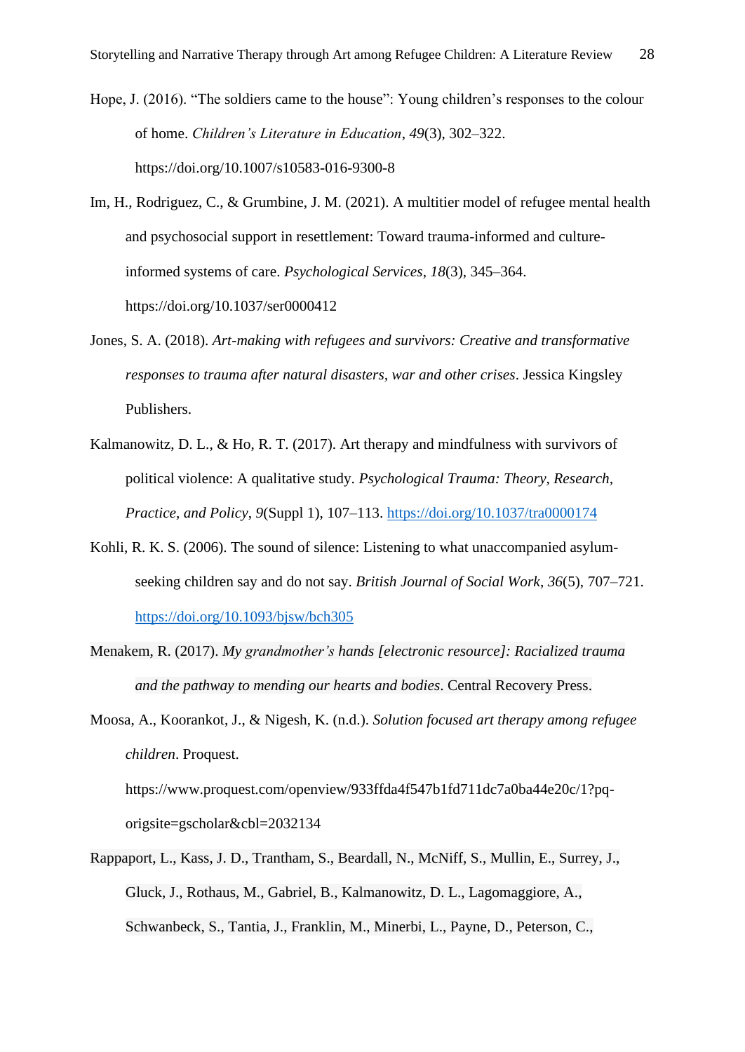Hope, J. (2016). "The soldiers came to the house": Young children's responses to the colour of home. *Children's Literature in Education*, *49*(3), 302–322. https://doi.org/10.1007/s10583-016-9300-8

Im, H., Rodriguez, C., & Grumbine, J. M. (2021). A multitier model of refugee mental health and psychosocial support in resettlement: Toward trauma-informed and culture-informed systems of care. *Psychological Services*, *18*(3), 345–364. https://doi.org/10.1037/ser0000412

Jones, S. A. (2018). *Art-making with refugees and survivors: Creative and transformative responses to trauma after natural disasters, war and other crises*. Jessica Kingsley Publishers.

Kalmanowitz, D. L., & Ho, R. T. (2017). Art therapy and mindfulness with survivors of political violence: A qualitative study. *Psychological Trauma: Theory, Research, Practice, and Policy*, *9*(Suppl 1), 107–113. https://doi.org/10.1037/tra0000174

Kohli, R. K. S. (2006). The sound of silence: Listening to what unaccompanied asylum-seeking children say and do not say. *British Journal of Social Work*, *36*(5), 707–721. https://doi.org/10.1093/bjsw/bch305

Menakem, R. (2017). *My grandmother's hands [electronic resource]: Racialized trauma and the pathway to mending our hearts and bodies*. Central Recovery Press.

Moosa, A., Koorankot, J., & Nigesh, K. (n.d.). *Solution focused art therapy among refugee children*. Proquest. https://www.proquest.com/openview/933ffda4f547b1fd711dc7a0ba44e20c/1?pq-origsite=gscholar&cbl=2032134

Rappaport, L., Kass, J. D., Trantham, S., Beardall, N., McNiff, S., Mullin, E., Surrey, J., Gluck, J., Rothaus, M., Gabriel, B., Kalmanowitz, D. L., Lagomaggiore, A., Schwanbeck, S., Tantia, J., Franklin, M., Minerbi, L., Payne, D., Peterson, C.,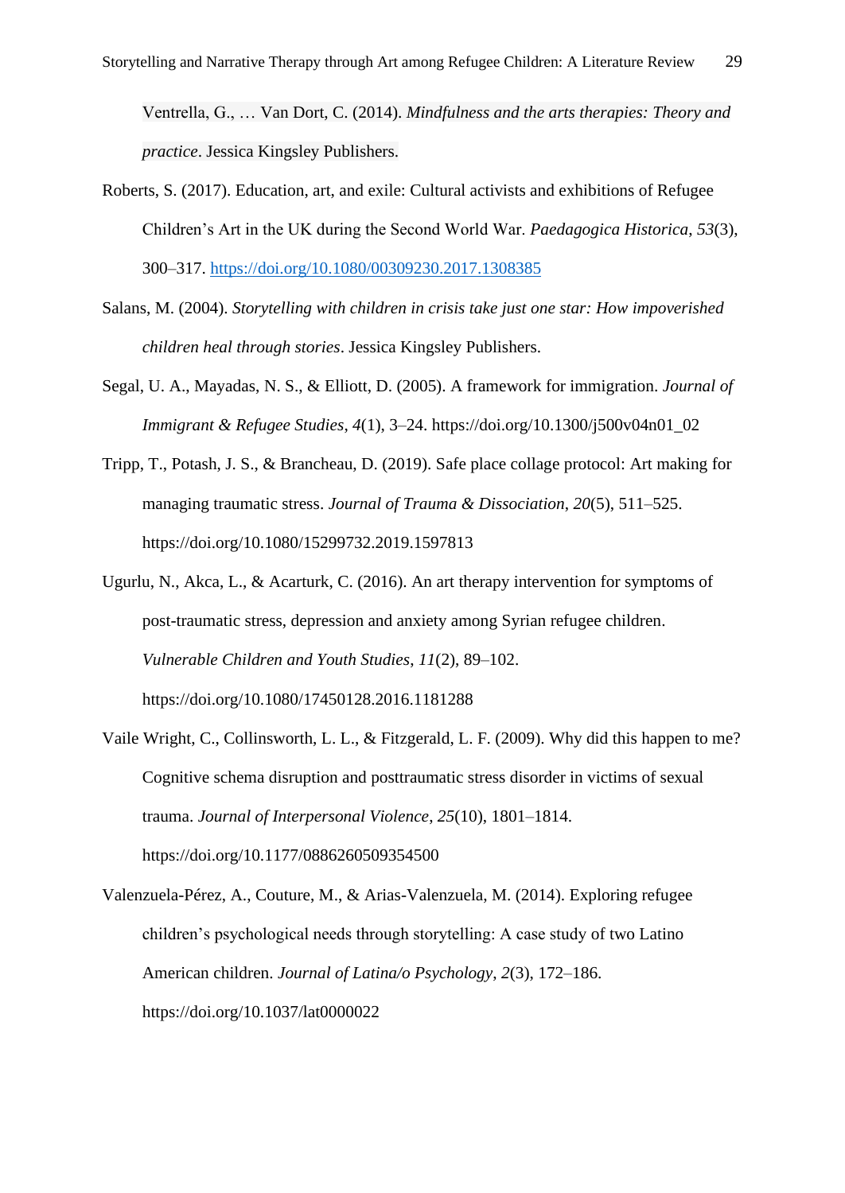Ventrella, G., … Van Dort, C. (2014). *Mindfulness and the arts therapies: Theory and practice*. Jessica Kingsley Publishers.

Roberts, S. (2017). Education, art, and exile: Cultural activists and exhibitions of Refugee Children's Art in the UK during the Second World War. *Paedagogica Historica*, *53*(3), 300–317. https://doi.org/10.1080/00309230.2017.1308385

Salans, M. (2004). *Storytelling with children in crisis take just one star: How impoverished children heal through stories*. Jessica Kingsley Publishers.

Segal, U. A., Mayadas, N. S., & Elliott, D. (2005). A framework for immigration. *Journal of Immigrant & Refugee Studies*, *4*(1), 3–24. https://doi.org/10.1300/j500v04n01_02

Tripp, T., Potash, J. S., & Brancheau, D. (2019). Safe place collage protocol: Art making for managing traumatic stress. *Journal of Trauma & Dissociation*, *20*(5), 511–525. https://doi.org/10.1080/15299732.2019.1597813

Ugurlu, N., Akca, L., & Acarturk, C. (2016). An art therapy intervention for symptoms of post-traumatic stress, depression and anxiety among Syrian refugee children. *Vulnerable Children and Youth Studies*, *11*(2), 89–102. https://doi.org/10.1080/17450128.2016.1181288

Vaile Wright, C., Collinsworth, L. L., & Fitzgerald, L. F. (2009). Why did this happen to me? Cognitive schema disruption and posttraumatic stress disorder in victims of sexual trauma. *Journal of Interpersonal Violence*, *25*(10), 1801–1814. https://doi.org/10.1177/0886260509354500

Valenzuela-Pérez, A., Couture, M., & Arias-Valenzuela, M. (2014). Exploring refugee children's psychological needs through storytelling: A case study of two Latino American children. *Journal of Latina/o Psychology*, *2*(3), 172–186. https://doi.org/10.1037/lat0000022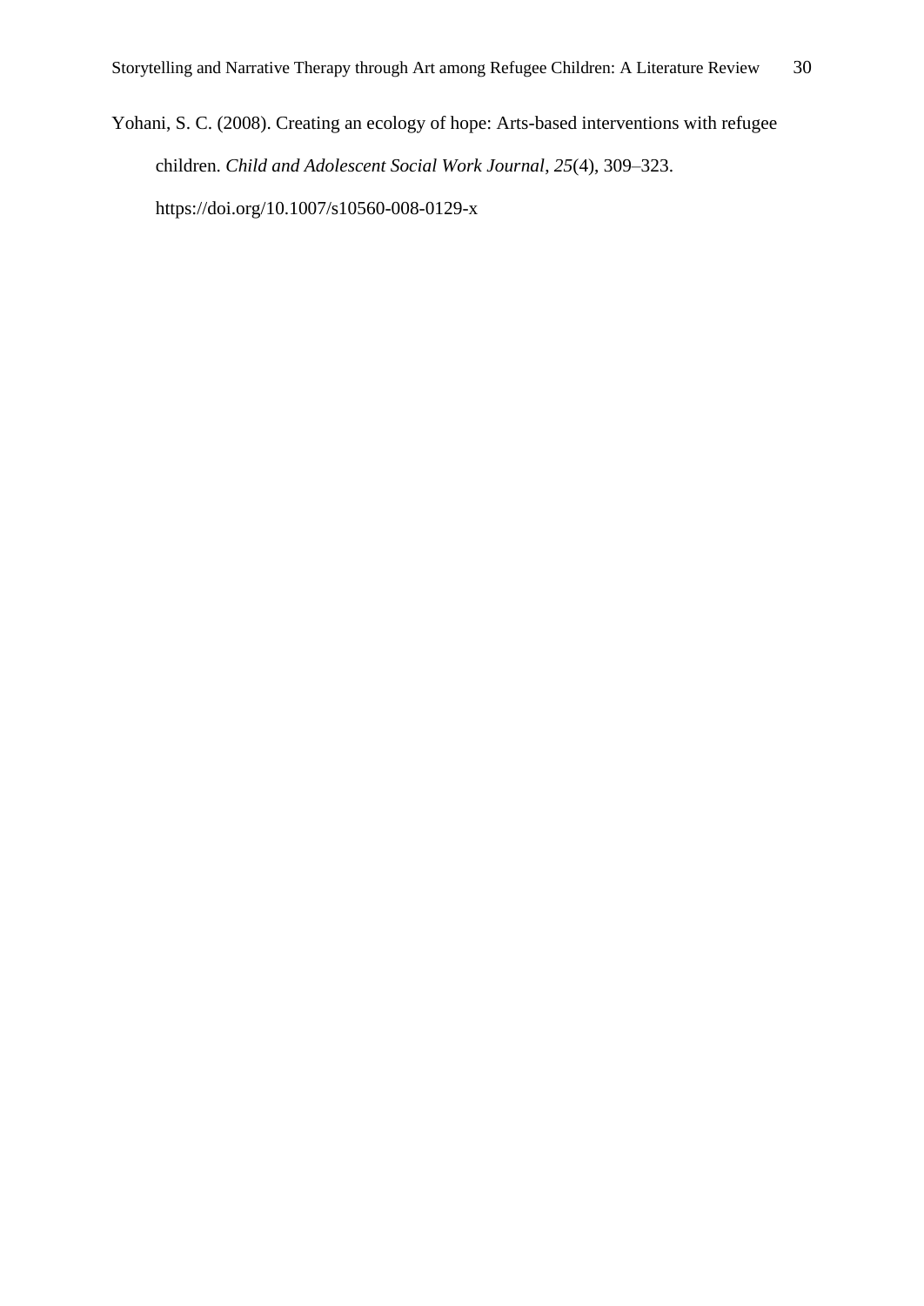Yohani, S. C. (2008). Creating an ecology of hope: Arts-based interventions with refugee children. *Child and Adolescent Social Work Journal*, *25*(4), 309–323. https://doi.org/10.1007/s10560-008-0129-x